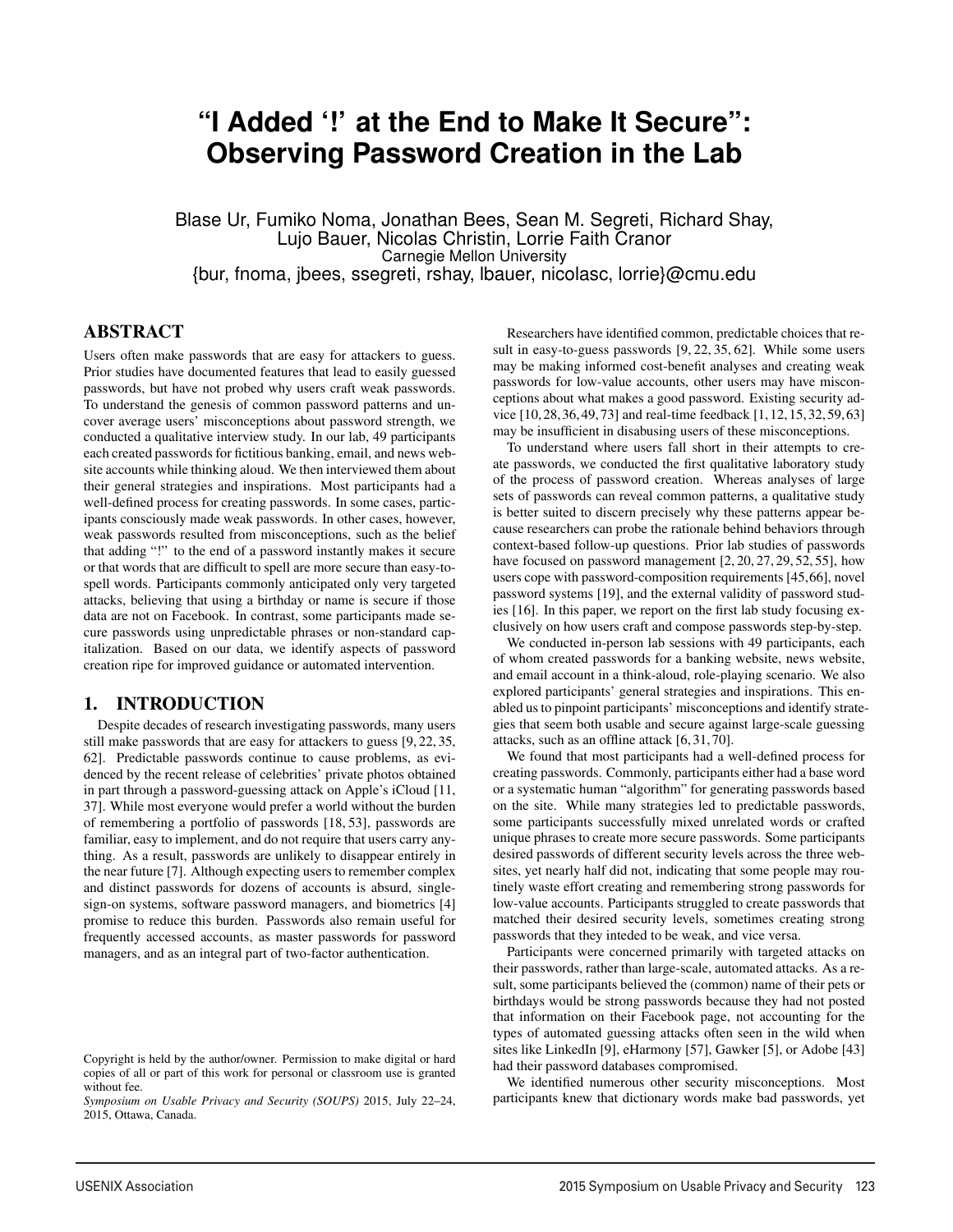# "I Added '!' at the End to Make It Secure": Observing Password Creation in the Lab

Blase Ur, Fumiko Noma, Jonathan Bees, Sean M. Segreti, Richard Shay, Lujo Bauer, Nicolas Christin, Lorrie Faith Cranor
Carnegie Mellon University
{bur, fnoma, jbees, ssegreti, rshay, lbauer, nicolasc, lorrie}@cmu.edu

## ABSTRACT

Users often make passwords that are easy for attackers to guess. Prior studies have documented features that lead to easily guessed passwords, but have not probed why users craft weak passwords. To understand the genesis of common password patterns and uncover average users' misconceptions about password strength, we conducted a qualitative interview study. In our lab, 49 participants each created passwords for fictitious banking, email, and news website accounts while thinking aloud. We then interviewed them about their general strategies and inspirations. Most participants had a well-defined process for creating passwords. In some cases, participants consciously made weak passwords. In other cases, however, weak passwords resulted from misconceptions, such as the belief that adding "!" to the end of a password instantly makes it secure or that words that are difficult to spell are more secure than easy-to-spell words. Participants commonly anticipated only very targeted attacks, believing that using a birthday or name is secure if those data are not on Facebook. In contrast, some participants made secure passwords using unpredictable phrases or non-standard capitalization. Based on our data, we identify aspects of password creation ripe for improved guidance or automated intervention.

## 1. INTRODUCTION

Despite decades of research investigating passwords, many users still make passwords that are easy for attackers to guess [9, 22, 35, 62]. Predictable passwords continue to cause problems, as evidenced by the recent release of celebrities' private photos obtained in part through a password-guessing attack on Apple's iCloud [11, 37]. While most everyone would prefer a world without the burden of remembering a portfolio of passwords [18, 53], passwords are familiar, easy to implement, and do not require that users carry anything. As a result, passwords are unlikely to disappear entirely in the near future [7]. Although expecting users to remember complex and distinct passwords for dozens of accounts is absurd, single-sign-on systems, software password managers, and biometrics [4] promise to reduce this burden. Passwords also remain useful for frequently accessed accounts, as master passwords for password managers, and as an integral part of two-factor authentication.

Researchers have identified common, predictable choices that result in easy-to-guess passwords [9, 22, 35, 62]. While some users may be making informed cost-benefit analyses and creating weak passwords for low-value accounts, other users may have misconceptions about what makes a good password. Existing security advice [10, 28, 36, 49, 73] and real-time feedback [1, 12, 15, 32, 59, 63] may be insufficient in disabusing users of these misconceptions.

To understand where users fall short in their attempts to create passwords, we conducted the first qualitative laboratory study of the process of password creation. Whereas analyses of large sets of passwords can reveal common patterns, a qualitative study is better suited to discern precisely why these patterns appear because researchers can probe the rationale behind behaviors through context-based follow-up questions. Prior lab studies of passwords have focused on password management [2, 20, 27, 29, 52, 55], how users cope with password-composition requirements [45, 66], novel password systems [19], and the external validity of password studies [16]. In this paper, we report on the first lab study focusing exclusively on how users craft and compose passwords step-by-step.

We conducted in-person lab sessions with 49 participants, each of whom created passwords for a banking website, news website, and email account in a think-aloud, role-playing scenario. We also explored participants' general strategies and inspirations. This enabled us to pinpoint participants' misconceptions and identify strategies that seem both usable and secure against large-scale guessing attacks, such as an offline attack [6, 31, 70].

We found that most participants had a well-defined process for creating passwords. Commonly, participants either had a base word or a systematic human "algorithm" for generating passwords based on the site. While many strategies led to predictable passwords, some participants successfully mixed unrelated words or crafted unique phrases to create more secure passwords. Some participants desired passwords of different security levels across the three websites, yet nearly half did not, indicating that some people may routinely waste effort creating and remembering strong passwords for low-value accounts. Participants struggled to create passwords that matched their desired security levels, sometimes creating strong passwords that they inteded to be weak, and vice versa.

Participants were concerned primarily with targeted attacks on their passwords, rather than large-scale, automated attacks. As a result, some participants believed the (common) name of their pets or birthdays would be strong passwords because they had not posted that information on their Facebook page, not accounting for the types of automated guessing attacks often seen in the wild when sites like LinkedIn [9], eHarmony [57], Gawker [5], or Adobe [43] had their password databases compromised.

We identified numerous other security misconceptions. Most participants knew that dictionary words make bad passwords, yet

Copyright is held by the author/owner. Permission to make digital or hard copies of all or part of this work for personal or classroom use is granted without fee.
*Symposium on Usable Privacy and Security (SOUPS)* 2015, July 22–24, 2015, Ottawa, Canada.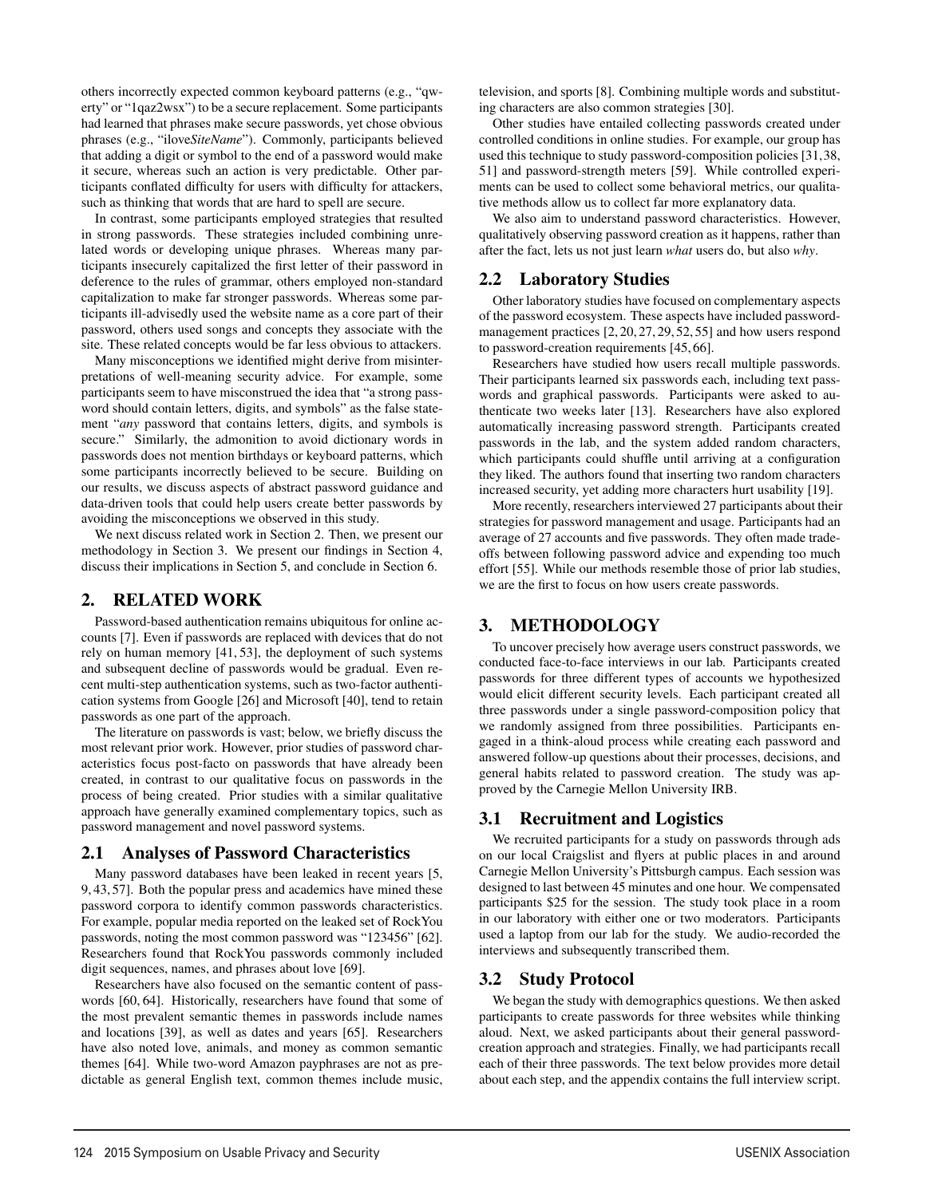others incorrectly expected common keyboard patterns (e.g., "qwerty" or "1qaz2wsx") to be a secure replacement. Some participants had learned that phrases make secure passwords, yet chose obvious phrases (e.g., "ilove*SiteName*"). Commonly, participants believed that adding a digit or symbol to the end of a password would make it secure, whereas such an action is very predictable. Other participants conflated difficulty for users with difficulty for attackers, such as thinking that words that are hard to spell are secure.

In contrast, some participants employed strategies that resulted in strong passwords. These strategies included combining unrelated words or developing unique phrases. Whereas many participants insecurely capitalized the first letter of their password in deference to the rules of grammar, others employed non-standard capitalization to make far stronger passwords. Whereas some participants ill-advisedly used the website name as a core part of their password, others used songs and concepts they associate with the site. These related concepts would be far less obvious to attackers.

Many misconceptions we identified might derive from misinterpretations of well-meaning security advice. For example, some participants seem to have misconstrued the idea that "a strong password should contain letters, digits, and symbols" as the false statement "*any* password that contains letters, digits, and symbols is secure." Similarly, the admonition to avoid dictionary words in passwords does not mention birthdays or keyboard patterns, which some participants incorrectly believed to be secure. Building on our results, we discuss aspects of abstract password guidance and data-driven tools that could help users create better passwords by avoiding the misconceptions we observed in this study.

We next discuss related work in Section 2. Then, we present our methodology in Section 3. We present our findings in Section 4, discuss their implications in Section 5, and conclude in Section 6.

## 2. RELATED WORK

Password-based authentication remains ubiquitous for online accounts [7]. Even if passwords are replaced with devices that do not rely on human memory [41, 53], the deployment of such systems and subsequent decline of passwords would be gradual. Even recent multi-step authentication systems, such as two-factor authentication systems from Google [26] and Microsoft [40], tend to retain passwords as one part of the approach.

The literature on passwords is vast; below, we briefly discuss the most relevant prior work. However, prior studies of password characteristics focus post-facto on passwords that have already been created, in contrast to our qualitative focus on passwords in the process of being created. Prior studies with a similar qualitative approach have generally examined complementary topics, such as password management and novel password systems.

### 2.1 Analyses of Password Characteristics

Many password databases have been leaked in recent years [5, 9, 43, 57]. Both the popular press and academics have mined these password corpora to identify common passwords characteristics. For example, popular media reported on the leaked set of RockYou passwords, noting the most common password was "123456" [62]. Researchers found that RockYou passwords commonly included digit sequences, names, and phrases about love [69].

Researchers have also focused on the semantic content of passwords [60, 64]. Historically, researchers have found that some of the most prevalent semantic themes in passwords include names and locations [39], as well as dates and years [65]. Researchers have also noted love, animals, and money as common semantic themes [64]. While two-word Amazon payphrases are not as predictable as general English text, common themes include music, television, and sports [8]. Combining multiple words and substituting characters are also common strategies [30].

Other studies have entailed collecting passwords created under controlled conditions in online studies. For example, our group has used this technique to study password-composition policies [31, 38, 51] and password-strength meters [59]. While controlled experiments can be used to collect some behavioral metrics, our qualitative methods allow us to collect far more explanatory data.

We also aim to understand password characteristics. However, qualitatively observing password creation as it happens, rather than after the fact, lets us not just learn *what* users do, but also *why*.

### 2.2 Laboratory Studies

Other laboratory studies have focused on complementary aspects of the password ecosystem. These aspects have included password-management practices [2, 20, 27, 29, 52, 55] and how users respond to password-creation requirements [45, 66].

Researchers have studied how users recall multiple passwords. Their participants learned six passwords each, including text passwords and graphical passwords. Participants were asked to authenticate two weeks later [13]. Researchers have also explored automatically increasing password strength. Participants created passwords in the lab, and the system added random characters, which participants could shuffle until arriving at a configuration they liked. The authors found that inserting two random characters increased security, yet adding more characters hurt usability [19].

More recently, researchers interviewed 27 participants about their strategies for password management and usage. Participants had an average of 27 accounts and five passwords. They often made tradeoffs between following password advice and expending too much effort [55]. While our methods resemble those of prior lab studies, we are the first to focus on how users create passwords.

## 3. METHODOLOGY

To uncover precisely how average users construct passwords, we conducted face-to-face interviews in our lab. Participants created passwords for three different types of accounts we hypothesized would elicit different security levels. Each participant created all three passwords under a single password-composition policy that we randomly assigned from three possibilities. Participants engaged in a think-aloud process while creating each password and answered follow-up questions about their processes, decisions, and general habits related to password creation. The study was approved by the Carnegie Mellon University IRB.

### 3.1 Recruitment and Logistics

We recruited participants for a study on passwords through ads on our local Craigslist and flyers at public places in and around Carnegie Mellon University's Pittsburgh campus. Each session was designed to last between 45 minutes and one hour. We compensated participants $25 for the session. The study took place in a room in our laboratory with either one or two moderators. Participants used a laptop from our lab for the study. We audio-recorded the interviews and subsequently transcribed them.

### 3.2 Study Protocol

We began the study with demographics questions. We then asked participants to create passwords for three websites while thinking aloud. Next, we asked participants about their general password-creation approach and strategies. Finally, we had participants recall each of their three passwords. The text below provides more detail about each step, and the appendix contains the full interview script.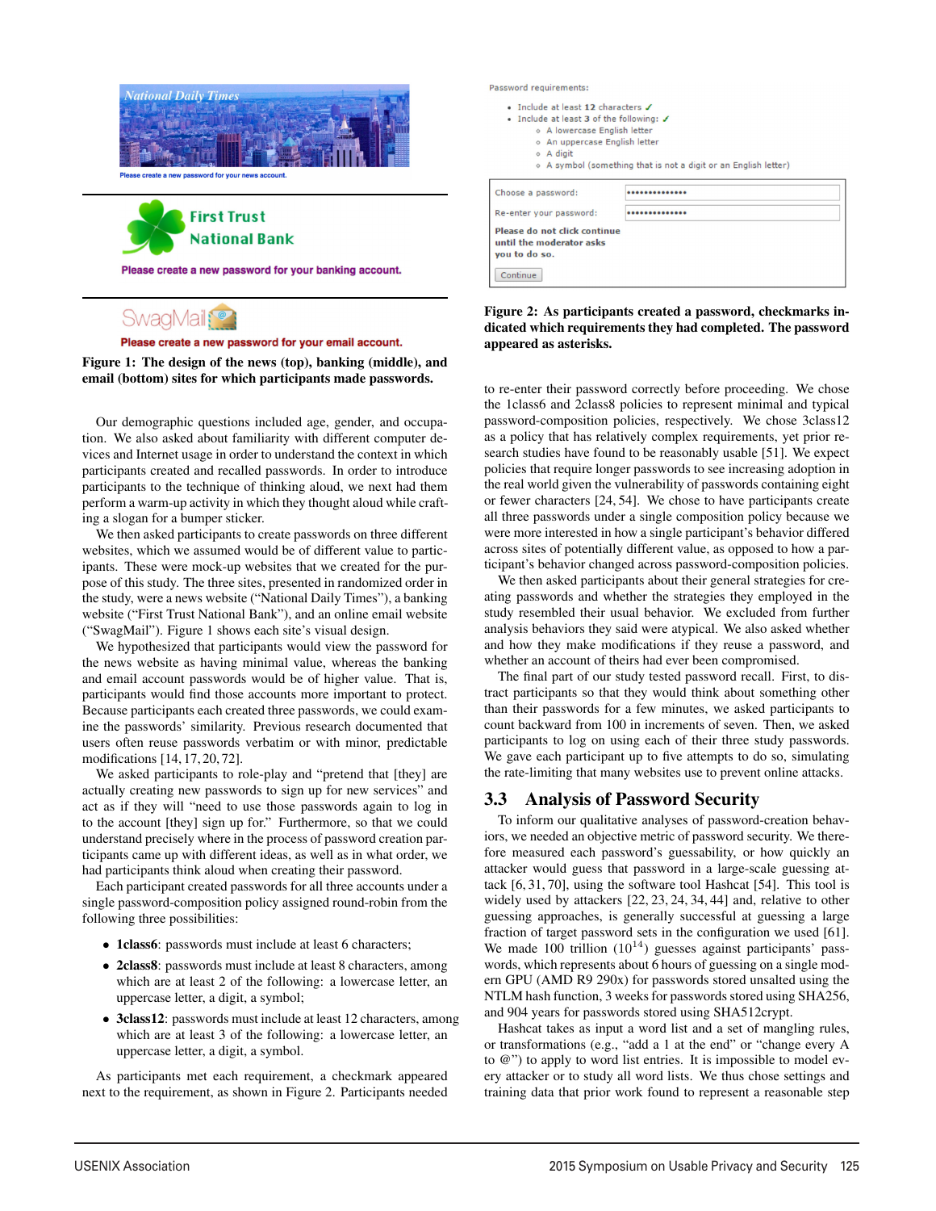Figure 1: The design of the news (top), banking (middle), and email (bottom) sites for which participants made passwords.

Our demographic questions included age, gender, and occupation. We also asked about familiarity with different computer devices and Internet usage in order to understand the context in which participants created and recalled passwords. In order to introduce participants to the technique of thinking aloud, we next had them perform a warm-up activity in which they thought aloud while crafting a slogan for a bumper sticker.

We then asked participants to create passwords on three different websites, which we assumed would be of different value to participants. These were mock-up websites that we created for the purpose of this study. The three sites, presented in randomized order in the study, were a news website ("National Daily Times"), a banking website ("First Trust National Bank"), and an online email website ("SwagMail"). Figure 1 shows each site's visual design.

We hypothesized that participants would view the password for the news website as having minimal value, whereas the banking and email account passwords would be of higher value. That is, participants would find those accounts more important to protect. Because participants each created three passwords, we could examine the passwords' similarity. Previous research documented that users often reuse passwords verbatim or with minor, predictable modifications [14, 17, 20, 72].

We asked participants to role-play and "pretend that [they] are actually creating new passwords to sign up for new services" and act as if they will "need to use those passwords again to log in to the account [they] sign up for." Furthermore, so that we could understand precisely where in the process of password creation participants came up with different ideas, as well as in what order, we had participants think aloud when creating their password.

Each participant created passwords for all three accounts under a single password-composition policy assigned round-robin from the following three possibilities:

- **1class6**: passwords must include at least 6 characters;
- **2class8**: passwords must include at least 8 characters, among which are at least 2 of the following: a lowercase letter, an uppercase letter, a digit, a symbol;
- **3class12**: passwords must include at least 12 characters, among which are at least 3 of the following: a lowercase letter, an uppercase letter, a digit, a symbol.

As participants met each requirement, a checkmark appeared next to the requirement, as shown in Figure 2. Participants needed to re-enter their password correctly before proceeding. We chose the 1class6 and 2class8 policies to represent minimal and typical password-composition policies, respectively. We chose 3class12 as a policy that has relatively complex requirements, yet prior research studies have found to be reasonably usable [51]. We expect policies that require longer passwords to see increasing adoption in the real world given the vulnerability of passwords containing eight or fewer characters [24, 54]. We chose to have participants create all three passwords under a single composition policy because we were more interested in how a single participant's behavior differed across sites of potentially different value, as opposed to how a participant's behavior changed across password-composition policies.

Password requirements:

- Include at least 12 characters ✓
- Include at least 3 of the following: ✓
  - A lowercase English letter
  - An uppercase English letter
  - A digit
  - A symbol (something that is not a digit or an English letter)

Choose a password: ••••••••••••••

Re-enter your password: ••••••••••••••

Please do not click continue until the moderator asks you to do so.

Continue

Figure 2: As participants created a password, checkmarks indicated which requirements they had completed. The password appeared as asterisks.

We then asked participants about their general strategies for creating passwords and whether the strategies they employed in the study resembled their usual behavior. We excluded from further analysis behaviors they said were atypical. We also asked whether and how they make modifications if they reuse a password, and whether an account of theirs had ever been compromised.

The final part of our study tested password recall. First, to distract participants so that they would think about something other than their passwords for a few minutes, we asked participants to count backward from 100 in increments of seven. Then, we asked participants to log on using each of their three study passwords. We gave each participant up to five attempts to do so, simulating the rate-limiting that many websites use to prevent online attacks.

## 3.3 Analysis of Password Security

To inform our qualitative analyses of password-creation behaviors, we needed an objective metric of password security. We therefore measured each password's guessability, or how quickly an attacker would guess that password in a large-scale guessing attack [6, 31, 70], using the software tool Hashcat [54]. This tool is widely used by attackers [22, 23, 24, 34, 44] and, relative to other guessing approaches, is generally successful at guessing a large fraction of target password sets in the configuration we used [61]. We made 100 trillion ($10^{14}$) guesses against participants' passwords, which represents about 6 hours of guessing on a single modern GPU (AMD R9 290x) for passwords stored unsalted using the NTLM hash function, 3 weeks for passwords stored using SHA256, and 904 years for passwords stored using SHA512crypt.

Hashcat takes as input a word list and a set of mangling rules, or transformations (e.g., "add a 1 at the end" or "change every A to @") to apply to word list entries. It is impossible to model every attacker or to study all word lists. We thus chose settings and training data that prior work found to represent a reasonable step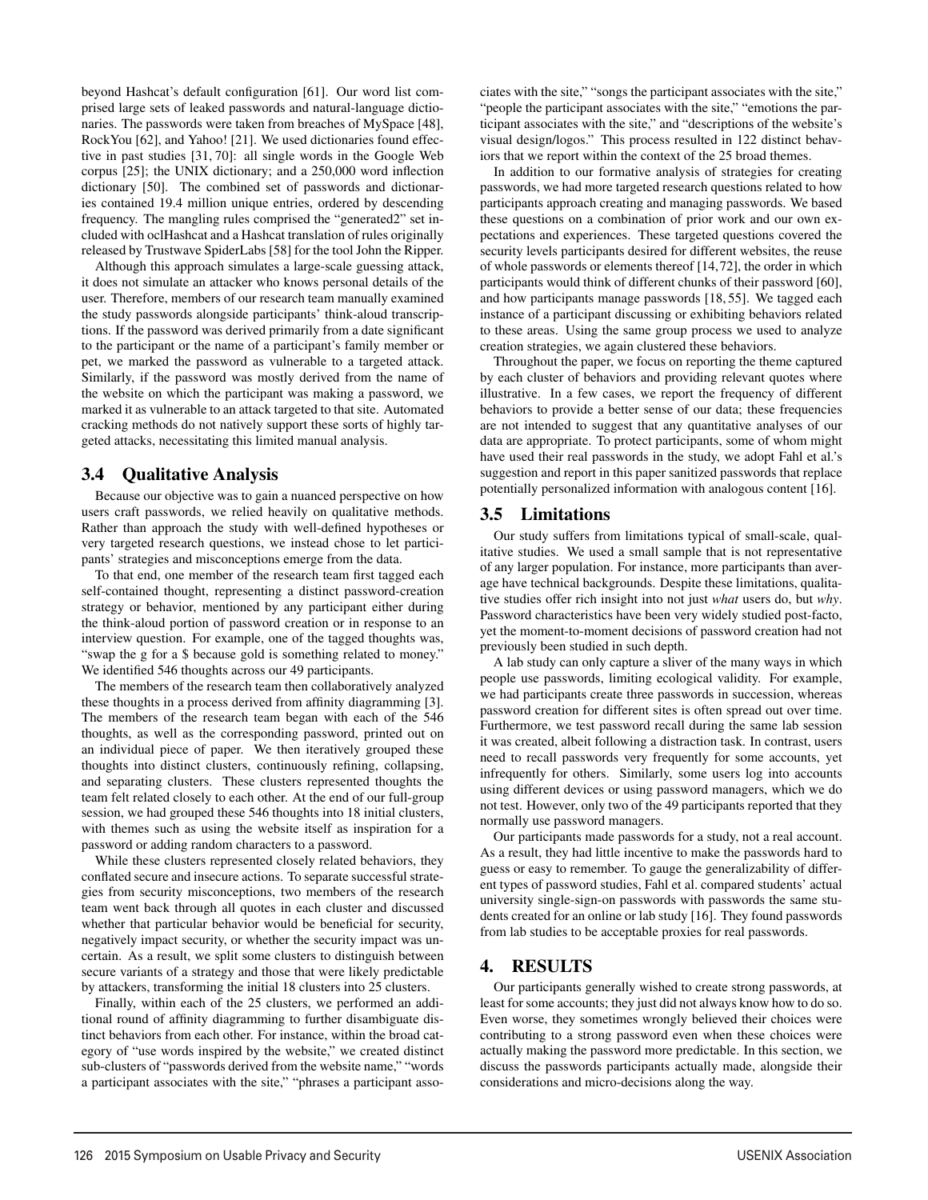beyond Hashcat's default configuration [61]. Our word list comprised large sets of leaked passwords and natural-language dictionaries. The passwords were taken from breaches of MySpace [48], RockYou [62], and Yahoo! [21]. We used dictionaries found effective in past studies [31, 70]: all single words in the Google Web corpus [25]; the UNIX dictionary; and a 250,000 word inflection dictionary [50]. The combined set of passwords and dictionaries contained 19.4 million unique entries, ordered by descending frequency. The mangling rules comprised the "generated2" set included with oclHashcat and a Hashcat translation of rules originally released by Trustwave SpiderLabs [58] for the tool John the Ripper.

Although this approach simulates a large-scale guessing attack, it does not simulate an attacker who knows personal details of the user. Therefore, members of our research team manually examined the study passwords alongside participants' think-aloud transcripts. If the password was derived primarily from a date significant to the participant or the name of a participant's family member or pet, we marked the password as vulnerable to a targeted attack. Similarly, if the password was mostly derived from the name of the website on which the participant was making a password, we marked it as vulnerable to an attack targeted to that site. Automated cracking methods do not natively support these sorts of highly targeted attacks, necessitating this limited manual analysis.

### 3.4 Qualitative Analysis

Because our objective was to gain a nuanced perspective on how users craft passwords, we relied heavily on qualitative methods. Rather than approach the study with well-defined hypotheses or very targeted research questions, we instead chose to let participants' strategies and misconceptions emerge from the data.

To that end, one member of the research team first tagged each self-contained thought, representing a distinct password-creation strategy or behavior, mentioned by any participant either during the think-aloud portion of password creation or in response to an interview question. For example, one of the tagged thoughts was, "swap the g for a $ because gold is something related to money." We identified 546 thoughts across our 49 participants.

The members of the research team then collaboratively analyzed these thoughts in a process derived from affinity diagramming [3]. The members of the research team began with each of the 546 thoughts, as well as the corresponding password, printed out on an individual piece of paper. We then iteratively grouped these thoughts into distinct clusters, continuously refining, collapsing, and separating clusters. These clusters represented thoughts the team felt related closely to each other. At the end of our full-group session, we had grouped these 546 thoughts into 18 initial clusters, with themes such as using the website itself as inspiration for a password or adding random characters to a password.

While these clusters represented closely related behaviors, they conflated secure and insecure actions. To separate successful strategies from security misconceptions, two members of the research team went back through all quotes in each cluster and discussed whether that particular behavior would be beneficial for security, negatively impact security, or whether the security impact was uncertain. As a result, we split some clusters to distinguish between secure variants of a strategy and those that were likely predictable by attackers, transforming the initial 18 clusters into 25 clusters.

Finally, within each of the 25 clusters, we performed an additional round of affinity diagramming to further disambiguate distinct behaviors from each other. For instance, within the broad category of "use words inspired by the website," we created distinct sub-clusters of "passwords derived from the website name," "words a participant associates with the site," "phrases a participant associates with the site," "songs the participant associates with the site," "people the participant associates with the site," "emotions the participant associates with the site," and "descriptions of the website's visual design/logos." This process resulted in 122 distinct behaviors that we report within the context of the 25 broad themes.

In addition to our formative analysis of strategies for creating passwords, we had more targeted research questions related to how participants approach creating and managing passwords. We based these questions on a combination of prior work and our own expectations and experiences. These targeted questions covered the security levels participants desired for different websites, the reuse of whole passwords or elements thereof [14, 72], the order in which participants would think of different chunks of their password [60], and how participants manage passwords [18, 55]. We tagged each instance of a participant discussing or exhibiting behaviors related to these areas. Using the same group process we used to analyze creation strategies, we again clustered these behaviors.

Throughout the paper, we focus on reporting the theme captured by each cluster of behaviors and providing relevant quotes where illustrative. In a few cases, we report the frequency of different behaviors to provide a better sense of our data; these frequencies are not intended to suggest that any quantitative analyses of our data are appropriate. To protect participants, some of whom might have used their real passwords in the study, we adopt Fahl et al.'s suggestion and report in this paper sanitized passwords that replace potentially personalized information with analogous content [16].

### 3.5 Limitations

Our study suffers from limitations typical of small-scale, qualitative studies. We used a small sample that is not representative of any larger population. For instance, more participants than average have technical backgrounds. Despite these limitations, qualitative studies offer rich insight into not just *what* users do, but *why*. Password characteristics have been very widely studied post-facto, yet the moment-to-moment decisions of password creation had not previously been studied in such depth.

A lab study can only capture a sliver of the many ways in which people use passwords, limiting ecological validity. For example, we had participants create three passwords in succession, whereas password creation for different sites is often spread out over time. Furthermore, we test password recall during the same lab session it was created, albeit following a distraction task. In contrast, users need to recall passwords very frequently for some accounts, yet infrequently for others. Similarly, some users log into accounts using different devices or using password managers, which we do not test. However, only two of the 49 participants reported that they normally use password managers.

Our participants made passwords for a study, not a real account. As a result, they had little incentive to make the passwords hard to guess or easy to remember. To gauge the generalizability of different types of password studies, Fahl et al. compared students' actual university single-sign-on passwords with passwords the same students created for an online or lab study [16]. They found passwords from lab studies to be acceptable proxies for real passwords.

## 4. RESULTS

Our participants generally wished to create strong passwords, at least for some accounts; they just did not always know how to do so. Even worse, they sometimes wrongly believed their choices were contributing to a strong password even when these choices were actually making the password more predictable. In this section, we discuss the passwords participants actually made, alongside their considerations and micro-decisions along the way.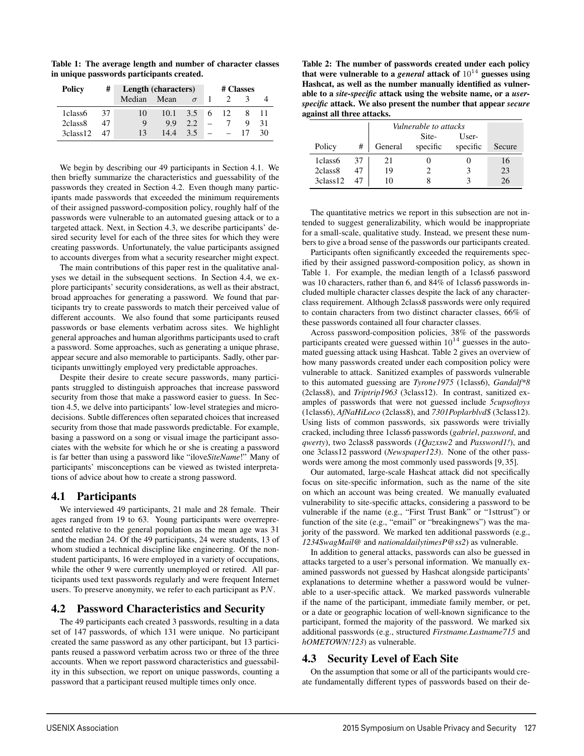**Table 1: The average length and number of character classes in unique passwords participants created.**

| Policy | # | Length (characters) | | | # Classes | | | |
|---|---|---|---|---|---|---|---|---|
| | | Median | Mean | $\sigma$ | 1 | 2 | 3 | 4 |
| 1class6 | 37 | 10 | 10.1 | 3.5 | 6 | 12 | 8 | 11 |
| 2class8 | 47 | 9 | 9.9 | 2.2 | – | 7 | 9 | 31 |
| 3class12 | 47 | 13 | 14.4 | 3.5 | – | – | 17 | 30 |

We begin by describing our 49 participants in Section 4.1. We then briefly summarize the characteristics and guessability of the passwords they created in Section 4.2. Even though many participants made passwords that exceeded the minimum requirements of their assigned password-composition policy, roughly half of the passwords were vulnerable to an automated guesing attack or to a targeted attack. Next, in Section 4.3, we describe participants' desired security level for each of the three sites for which they were creating passwords. Unfortunately, the value participants assigned to accounts diverges from what a security researcher might expect.

The main contributions of this paper rest in the qualitative analyses we detail in the subsequent sections. In Section 4.4, we explore participants' security considerations, as well as their abstract, broad approaches for generating a password. We found that participants try to create passwords to match their perceived value of different accounts. We also found that some participants reused passwords or base elements verbatim across sites. We highlight general approaches and human algorithms participants used to craft a password. Some approaches, such as generating a unique phrase, appear secure and also memorable to participants. Sadly, other participants unwittingly employed very predictable approaches.

Despite their desire to create secure passwords, many participants struggled to distinguish approaches that increase password security from those that make a password easier to guess. In Section 4.5, we delve into participants' low-level strategies and microdecisions. Subtle differences often separated choices that increased security from those that made passwords predictable. For example, basing a password on a song or visual image the participant associates with the website for which he or she is creating a password is far better than using a password like "ilove*SiteName*!" Many of participants' misconceptions can be viewed as twisted interpretations of advice about how to create a strong password.

## 4.1 Participants

We interviewed 49 participants, 21 male and 28 female. Their ages ranged from 19 to 63. Young participants were overrepresented relative to the general population as the mean age was 31 and the median 24. Of the 49 participants, 24 were students, 13 of whom studied a technical discipline like engineering. Of the nonstudent participants, 16 were employed in a variety of occupations, while the other 9 were currently unemployed or retired. All participants used text passwords regularly and were frequent Internet users. To preserve anonymity, we refer to each participant as P$N$.

## 4.2 Password Characteristics and Security

The 49 participants each created 3 passwords, resulting in a data set of 147 passwords, of which 131 were unique. No participant created the same password as any other participant, but 13 participants reused a password verbatim across two or three of the three accounts. When we report password characteristics and guessability in this subsection, we report on unique passwords, counting a password that a participant reused multiple times only once.

**Table 2: The number of passwords created under each policy that were vulnerable to a *general* attack of $10^{14}$ guesses using Hashcat, as well as the number manually identified as vulnerable to a *site-specific* attack using the website name, or a *user-specific* attack. We also present the number that appear *secure* against all three attacks.**

| | | *Vulnerable to attacks* | | | |
|---|---|---|---|---|---|
| Policy | # | General | Site-specific | User-specific | Secure |
| 1class6 | 37 | 21 | 0 | 0 | 16 |
| 2class8 | 47 | 19 | 2 | 3 | 23 |
| 3class12 | 47 | 10 | 8 | 3 | 26 |

The quantitative metrics we report in this subsection are not intended to suggest generalizability, which would be inappropriate for a small-scale, qualitative study. Instead, we present these numbers to give a broad sense of the passwords our participants created.

Participants often significantly exceeded the requirements specified by their assigned password-composition policy, as shown in Table 1. For example, the median length of a 1class6 password was 10 characters, rather than 6, and 84% of 1class6 passwords included multiple character classes despite the lack of any character-class requirement. Although 2class8 passwords were only required to contain characters from two distinct character classes, 66% of these passwords contained all four character classes.

Across password-composition policies, 38% of the passwords participants created were guessed within $10^{14}$ guesses in the automated guessing attack using Hashcat. Table 2 gives an overview of how many passwords created under each composition policy were vulnerable to attack. Sanitized examples of passwords vulnerable to this automated guessing are *Tyrone1975* (1class6), *Gandalf*8* (2class8), and *Triptrip1963* (3class12). In contrast, sanitized examples of passwords that were not guessed include *5cupsoftoys* (1class6), *AfNaHiLoco* (2class8), and *7301Poplarblvd$* (3class12). Using lists of common passwords, six passwords were trivially cracked, including three 1class6 passwords (*gabriel*, *password*, and *qwerty*), two 2class8 passwords (*1Qazxsw2* and *Password1!*), and one 3class12 password (*Newspaper123*). None of the other passwords were among the most commonly used passwords [9, 35].

Our automated, large-scale Hashcat attack did not specifically focus on site-specific information, such as the name of the site on which an account was being created. We manually evaluated vulnerability to site-specific attacks, considering a password to be vulnerable if the name (e.g., "First Trust Bank" or "1sttrust") or function of the site (e.g., "email" or "breakingnews") was the majority of the password. We marked ten additional passwords (e.g., *1234SwagMail@* and *nationaldailytimesP@ss2*) as vulnerable.

In addition to general attacks, passwords can also be guessed in attacks targeted to a user's personal information. We manually examined passwords not guessed by Hashcat alongside participants' explanations to determine whether a password would be vulnerable to a user-specific attack. We marked passwords vulnerable if the name of the participant, immediate family member, or pet, or a date or geographic location of well-known significance to the participant, formed the majority of the password. We marked six additional passwords (e.g., structured *Firstname.Lastname715* and *hOMETOWN!123*) as vulnerable.

## 4.3 Security Level of Each Site

On the assumption that some or all of the participants would create fundamentally different types of passwords based on their de-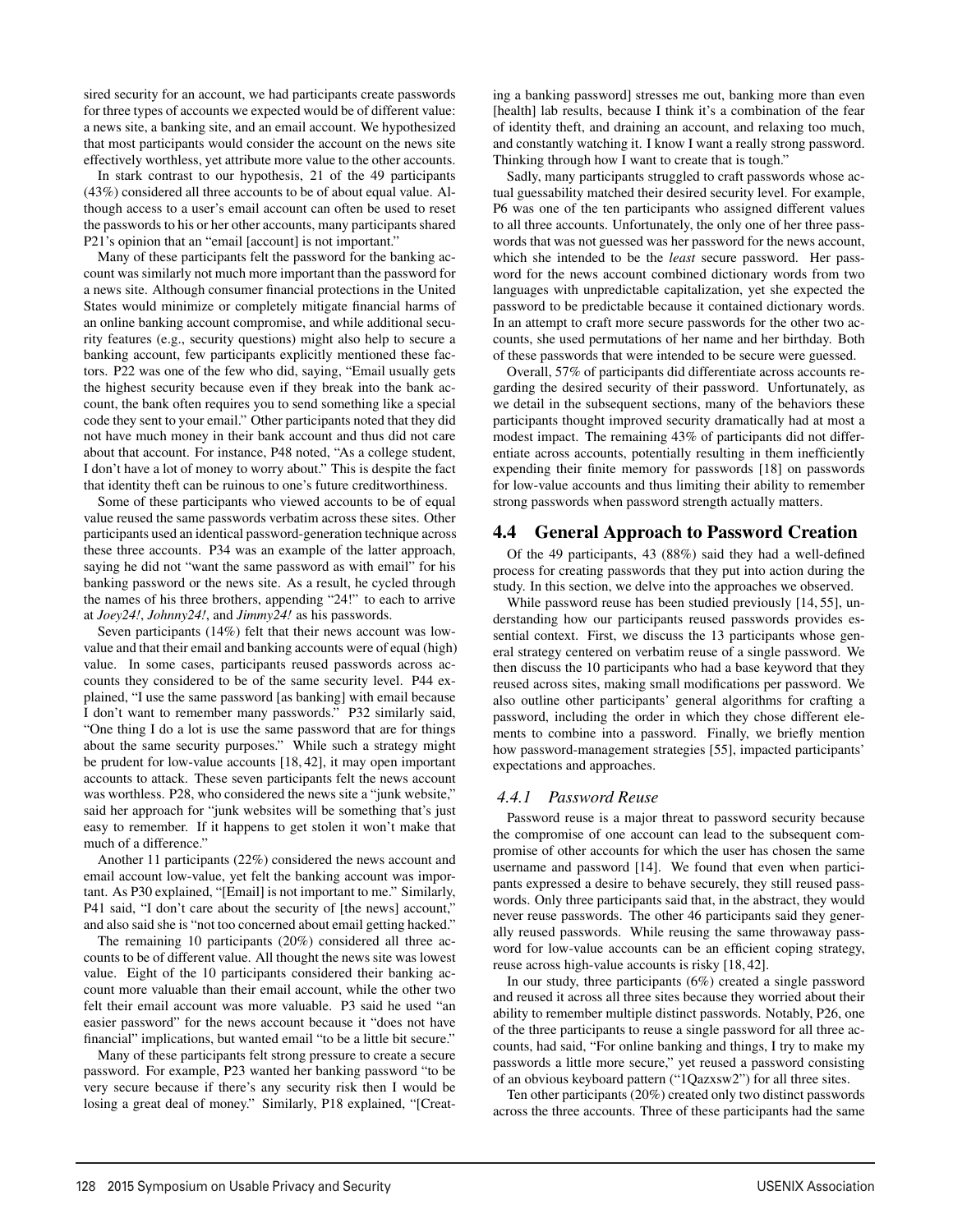sired security for an account, we had participants create passwords for three types of accounts we expected would be of different value: a news site, a banking site, and an email account. We hypothesized that most participants would consider the account on the news site effectively worthless, yet attribute more value to the other accounts.

In stark contrast to our hypothesis, 21 of the 49 participants (43%) considered all three accounts to be of about equal value. Although access to a user's email account can often be used to reset the passwords to his or her other accounts, many participants shared P21's opinion that an "email [account] is not important."

Many of these participants felt the password for the banking account was similarly not much more important than the password for a news site. Although consumer financial protections in the United States would minimize or completely mitigate financial harms of an online banking account compromise, and while additional security features (e.g., security questions) might also help to secure a banking account, few participants explicitly mentioned these factors. P22 was one of the few who did, saying, "Email usually gets the highest security because even if they break into the bank account, the bank often requires you to send something like a special code they sent to your email." Other participants noted that they did not have much money in their bank account and thus did not care about that account. For instance, P48 noted, "As a college student, I don't have a lot of money to worry about." This is despite the fact that identity theft can be ruinous to one's future creditworthiness.

Some of these participants who viewed accounts to be of equal value reused the same passwords verbatim across these sites. Other participants used an identical password-generation technique across these three accounts. P34 was an example of the latter approach, saying he did not "want the same password as with email" for his banking password or the news site. As a result, he cycled through the names of his three brothers, appending "24!" to each to arrive at *Joey24!*, *Johnny24!*, and *Jimmy24!* as his passwords.

Seven participants (14%) felt that their news account was low-value and that their email and banking accounts were of equal (high) value. In some cases, participants reused passwords across accounts they considered to be of the same security level. P44 explained, "I use the same password [as banking] with email because I don't want to remember many passwords." P32 similarly said, "One thing I do a lot is use the same password that are for things about the same security purposes." While such a strategy might be prudent for low-value accounts [18, 42], it may open important accounts to attack. These seven participants felt the news account was worthless. P28, who considered the news site a "junk website," said her approach for "junk websites will be something that's just easy to remember. If it happens to get stolen it won't make that much of a difference."

Another 11 participants (22%) considered the news account and email account low-value, yet felt the banking account was important. As P30 explained, "[Email] is not important to me." Similarly, P41 said, "I don't care about the security of [the news] account," and also said she is "not too concerned about email getting hacked."

The remaining 10 participants (20%) considered all three accounts to be of different value. All thought the news site was lowest value. Eight of the 10 participants considered their banking account more valuable than their email account, while the other two felt their email account was more valuable. P3 said he used "an easier password" for the news account because it "does not have financial" implications, but wanted email "to be a little bit secure."

Many of these participants felt strong pressure to create a secure password. For example, P23 wanted her banking password "to be very secure because if there's any security risk then I would be losing a great deal of money." Similarly, P18 explained, "[Creating a banking password] stresses me out, banking more than even [health] lab results, because I think it's a combination of the fear of identity theft, and draining an account, and relaxing too much, and constantly watching it. I know I want a really strong password. Thinking through how I want to create that is tough."

Sadly, many participants struggled to craft passwords whose actual guessability matched their desired security level. For example, P6 was one of the ten participants who assigned different values to all three accounts. Unfortunately, the only one of her three passwords that was not guessed was her password for the news account, which she intended to be the *least* secure password. Her password for the news account combined dictionary words from two languages with unpredictable capitalization, yet she expected the password to be predictable because it contained dictionary words. In an attempt to craft more secure passwords for the other two accounts, she used permutations of her name and her birthday. Both of these passwords that were intended to be secure were guessed.

Overall, 57% of participants did differentiate across accounts regarding the desired security of their password. Unfortunately, as we detail in the subsequent sections, many of the behaviors these participants thought improved security dramatically had at most a modest impact. The remaining 43% of participants did not differentiate across accounts, potentially resulting in them inefficiently expending their finite memory for passwords [18] on passwords for low-value accounts and thus limiting their ability to remember strong passwords when password strength actually matters.

## 4.4 General Approach to Password Creation

Of the 49 participants, 43 (88%) said they had a well-defined process for creating passwords that they put into action during the study. In this section, we delve into the approaches we observed.

While password reuse has been studied previously [14, 55], understanding how our participants reused passwords provides essential context. First, we discuss the 13 participants whose general strategy centered on verbatim reuse of a single password. We then discuss the 10 participants who had a base keyword that they reused across sites, making small modifications per password. We also outline other participants' general algorithms for crafting a password, including the order in which they chose different elements to combine into a password. Finally, we briefly mention how password-management strategies [55], impacted participants' expectations and approaches.

### 4.4.1 Password Reuse

Password reuse is a major threat to password security because the compromise of one account can lead to the subsequent compromise of other accounts for which the user has chosen the same username and password [14]. We found that even when participants expressed a desire to behave securely, they still reused passwords. Only three participants said that, in the abstract, they would never reuse passwords. The other 46 participants said they generally reused passwords. While reusing the same throwaway password for low-value accounts can be an efficient coping strategy, reuse across high-value accounts is risky [18, 42].

In our study, three participants (6%) created a single password and reused it across all three sites because they worried about their ability to remember multiple distinct passwords. Notably, P26, one of the three participants to reuse a single password for all three accounts, had said, "For online banking and things, I try to make my passwords a little more secure," yet reused a password consisting of an obvious keyboard pattern ("1Qazxsw2") for all three sites.

Ten other participants (20%) created only two distinct passwords across the three accounts. Three of these participants had the same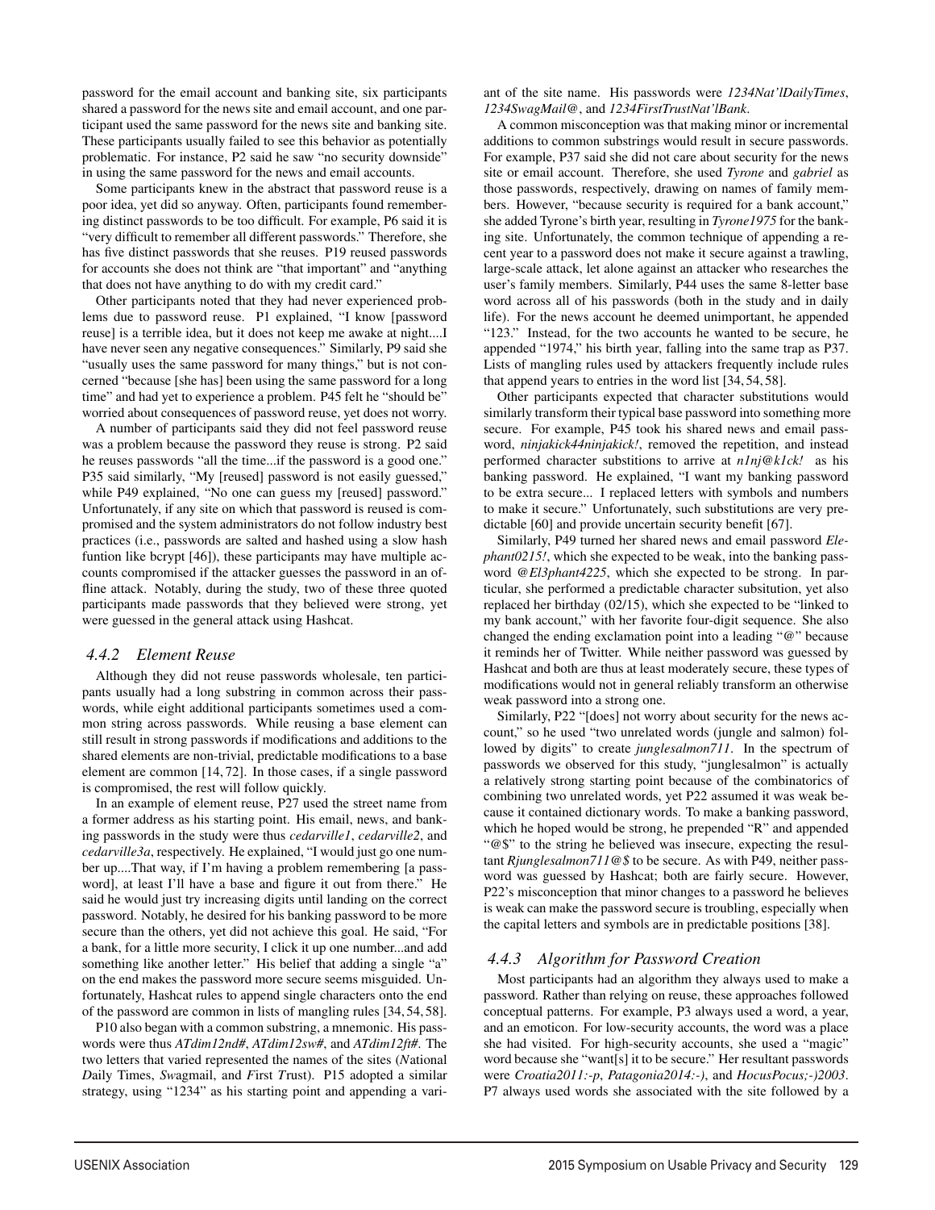password for the email account and banking site, six participants shared a password for the news site and email account, and one participant used the same password for the news site and banking site. These participants usually failed to see this behavior as potentially problematic. For instance, P2 said he saw "no security downside" in using the same password for the news and email accounts.

Some participants knew in the abstract that password reuse is a poor idea, yet did so anyway. Often, participants found remembering distinct passwords to be too difficult. For example, P6 said it is "very difficult to remember all different passwords." Therefore, she has five distinct passwords that she reuses. P19 reused passwords for accounts she does not think are "that important" and "anything that does not have anything to do with my credit card."

Other participants noted that they had never experienced problems due to password reuse. P1 explained, "I know [password reuse] is a terrible idea, but it does not keep me awake at night....I have never seen any negative consequences." Similarly, P9 said she "usually uses the same password for many things," but is not concerned "because [she has] been using the same password for a long time" and had yet to experience a problem. P45 felt he "should be" worried about consequences of password reuse, yet does not worry.

A number of participants said they did not feel password reuse was a problem because the password they reuse is strong. P2 said he reuses passwords "all the time...if the password is a good one." P35 said similarly, "My [reused] password is not easily guessed," while P49 explained, "No one can guess my [reused] password." Unfortunately, if any site on which that password is reused is compromised and the system administrators do not follow industry best practices (i.e., passwords are salted and hashed using a slow hash funtion like bcrypt [46]), these participants may have multiple accounts compromised if the attacker guesses the password in an offline attack. Notably, during the study, two of these three quoted participants made passwords that they believed were strong, yet were guessed in the general attack using Hashcat.

### 4.4.2 Element Reuse

Although they did not reuse passwords wholesale, ten participants usually had a long substring in common across their passwords, while eight additional participants sometimes used a common string across passwords. While reusing a base element can still result in strong passwords if modifications and additions to the shared elements are non-trivial, predictable modifications to a base element are common [14, 72]. In those cases, if a single password is compromised, the rest will follow quickly.

In an example of element reuse, P27 used the street name from a former address as his starting point. His email, news, and banking passwords in the study were thus *cedarville1*, *cedarville2*, and *cedarville3a*, respectively. He explained, "I would just go one number up....That way, if I'm having a problem remembering [a password], at least I'll have a base and figure it out from there." He said he would just try increasing digits until landing on the correct password. Notably, he desired for his banking password to be more secure than the others, yet did not achieve this goal. He said, "For a bank, for a little more security, I click it up one number...and add something like another letter." His belief that adding a single "a" on the end makes the password more secure seems misguided. Unfortunately, Hashcat rules to append single characters onto the end of the password are common in lists of mangling rules [34, 54, 58].

P10 also began with a common substring, a mnemonic. His passwords were thus *ATdim12nd#*, *ATdim12sw#*, and *ATdim12ft#*. The two letters that varied represented the names of the sites (*N*ational *D*aily Times, *Sw*agmail, and *F*irst *T*rust). P15 adopted a similar strategy, using "1234" as his starting point and appending a variant of the site name. His passwords were *1234Nat'lDailyTimes*, *1234SwagMail@*, and *1234FirstTrustNat'lBank*.

A common misconception was that making minor or incremental additions to common substrings would result in secure passwords. For example, P37 said she did not care about security for the news site or email account. Therefore, she used *Tyrone* and *gabriel* as those passwords, respectively, drawing on names of family members. However, "because security is required for a bank account," she added Tyrone's birth year, resulting in *Tyrone1975* for the banking site. Unfortunately, the common technique of appending a recent year to a password does not make it secure against a trawling, large-scale attack, let alone against an attacker who researches the user's family members. Similarly, P44 uses the same 8-letter base word across all of his passwords (both in the study and in daily life). For the news account he deemed unimportant, he appended "123." Instead, for the two accounts he wanted to be secure, he appended "1974," his birth year, falling into the same trap as P37. Lists of mangling rules used by attackers frequently include rules that append years to entries in the word list [34, 54, 58].

Other participants expected that character substitutions would similarly transform their typical base password into something more secure. For example, P45 took his shared news and email password, *ninjakick44ninjakick!*, removed the repetition, and instead performed character substitions to arrive at *n1nj@k1ck!* as his banking password. He explained, "I want my banking password to be extra secure... I replaced letters with symbols and numbers to make it secure." Unfortunately, such substitutions are very predictable [60] and provide uncertain security benefit [67].

Similarly, P49 turned her shared news and email password *Elephant0215!*, which she expected to be weak, into the banking password *@El3phant4225*, which she expected to be strong. In particular, she performed a predictable character subsitution, yet also replaced her birthday (02/15), which she expected to be "linked to my bank account," with her favorite four-digit sequence. She also changed the ending exclamation point into a leading "@" because it reminds her of Twitter. While neither password was guessed by Hashcat and both are thus at least moderately secure, these types of modifications would not in general reliably transform an otherwise weak password into a strong one.

Similarly, P22 "[does] not worry about security for the news account," so he used "two unrelated words (jungle and salmon) followed by digits" to create *junglesalmon711*. In the spectrum of passwords we observed for this study, "junglesalmon" is actually a relatively strong starting point because of the combinatorics of combining two unrelated words, yet P22 assumed it was weak because it contained dictionary words. To make a banking password, which he hoped would be strong, he prepended "R" and appended "@$" to the string he believed was insecure, expecting the resultant *Rjunglesalmon711@$* to be secure. As with P49, neither password was guessed by Hashcat; both are fairly secure. However, P22's misconception that minor changes to a password he believes is weak can make the password secure is troubling, especially when the capital letters and symbols are in predictable positions [38].

### 4.4.3 Algorithm for Password Creation

Most participants had an algorithm they always used to make a password. Rather than relying on reuse, these approaches followed conceptual patterns. For example, P3 always used a word, a year, and an emoticon. For low-security accounts, the word was a place she had visited. For high-security accounts, she used a "magic" word because she "want[s] it to be secure." Her resultant passwords were *Croatia2011:-p*, *Patagonia2014:-)*, and *HocusPocus;-)2003*. P7 always used words she associated with the site followed by a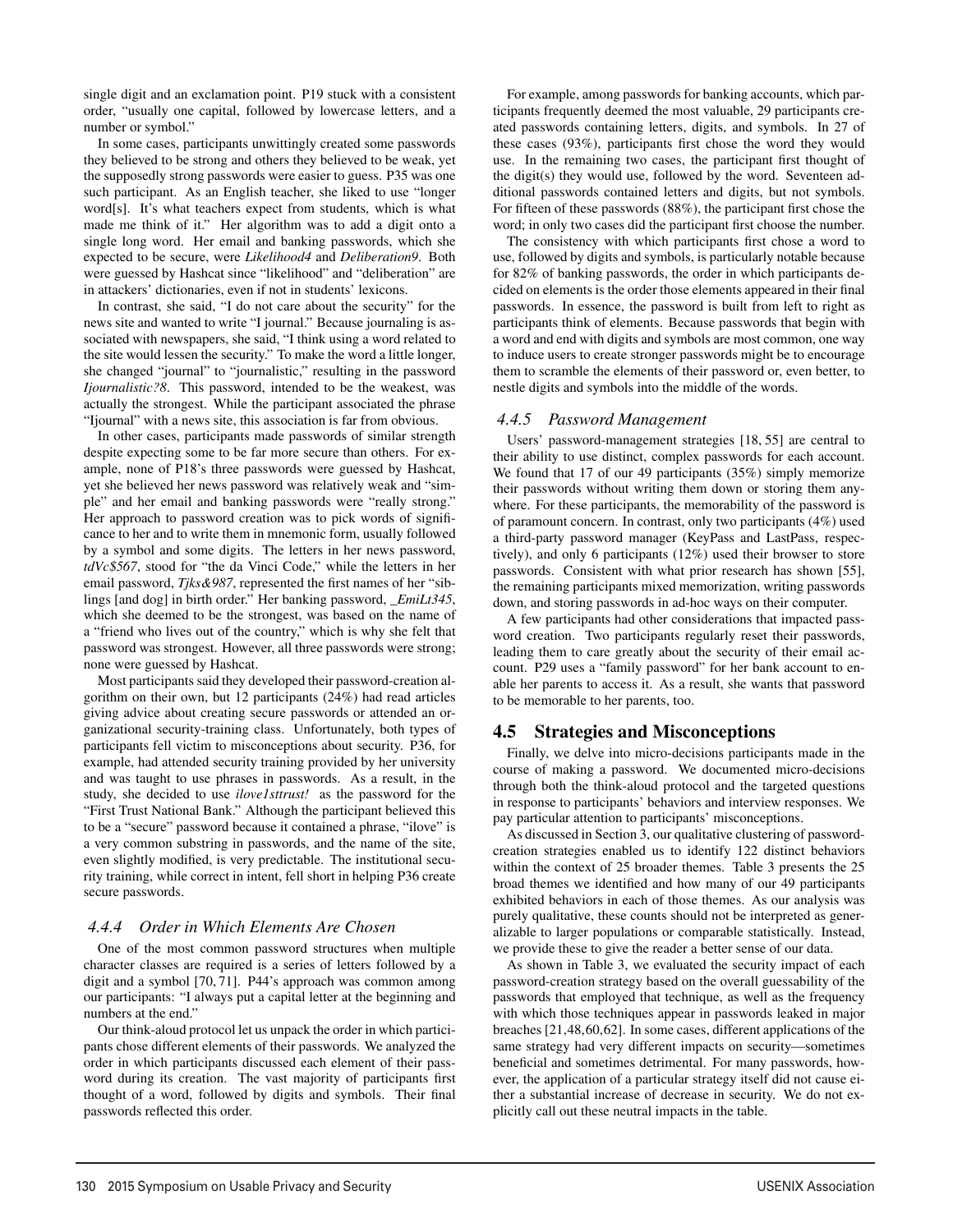single digit and an exclamation point. P19 stuck with a consistent order, "usually one capital, followed by lowercase letters, and a number or symbol."

In some cases, participants unwittingly created some passwords they believed to be strong and others they believed to be weak, yet the supposedly strong passwords were easier to guess. P35 was one such participant. As an English teacher, she liked to use "longer word[s]. It's what teachers expect from students, which is what made me think of it." Her algorithm was to add a digit onto a single long word. Her email and banking passwords, which she expected to be secure, were *Likelihood4* and *Deliberation9*. Both were guessed by Hashcat since "likelihood" and "deliberation" are in attackers' dictionaries, even if not in students' lexicons.

In contrast, she said, "I do not care about the security" for the news site and wanted to write "I journal." Because journaling is associated with newspapers, she said, "I think using a word related to the site would lessen the security." To make the word a little longer, she changed "journal" to "journalistic," resulting in the password *Ijournalistic?8*. This password, intended to be the weakest, was actually the strongest. While the participant associated the phrase "Ijournal" with a news site, this association is far from obvious.

In other cases, participants made passwords of similar strength despite expecting some to be far more secure than others. For example, none of P18's three passwords were guessed by Hashcat, yet she believed her news password was relatively weak and "simple" and her email and banking passwords were "really strong." Her approach to password creation was to pick words of significance to her and to write them in mnemonic form, usually followed by a symbol and some digits. The letters in her news password, *tdVc$567*, stood for "the da Vinci Code," while the letters in her email password, *Tjks&987*, represented the first names of her "siblings [and dog] in birth order." Her banking password, *_EmiLt345*, which she deemed to be the strongest, was based on the name of a "friend who lives out of the country," which is why she felt that password was strongest. However, all three passwords were strong; none were guessed by Hashcat.

Most participants said they developed their password-creation algorithm on their own, but 12 participants (24%) had read articles giving advice about creating secure passwords or attended an organizational security-training class. Unfortunately, both types of participants fell victim to misconceptions about security. P36, for example, had attended security training provided by her university and was taught to use phrases in passwords. As a result, in the study, she decided to use *ilove1sttrust!* as the password for the "First Trust National Bank." Although the participant believed this to be a "secure" password because it contained a phrase, "ilove" is a very common substring in passwords, and the name of the site, even slightly modified, is very predictable. The institutional security training, while correct in intent, fell short in helping P36 create secure passwords.

#### 4.4.4 Order in Which Elements Are Chosen

One of the most common password structures when multiple character classes are required is a series of letters followed by a digit and a symbol [70, 71]. P44's approach was common among our participants: "I always put a capital letter at the beginning and numbers at the end."

Our think-aloud protocol let us unpack the order in which participants chose different elements of their passwords. We analyzed the order in which participants discussed each element of their password during its creation. The vast majority of participants first thought of a word, followed by digits and symbols. Their final passwords reflected this order.

For example, among passwords for banking accounts, which participants frequently deemed the most valuable, 29 participants created passwords containing letters, digits, and symbols. In 27 of these cases (93%), participants first chose the word they would use. In the remaining two cases, the participant first thought of the digit(s) they would use, followed by the word. Seventeen additional passwords contained letters and digits, but not symbols. For fifteen of these passwords (88%), the participant first chose the word; in only two cases did the participant first choose the number.

The consistency with which participants first chose a word to use, followed by digits and symbols, is particularly notable because for 82% of banking passwords, the order in which participants decided on elements is the order those elements appeared in their final passwords. In essence, the password is built from left to right as participants think of elements. Because passwords that begin with a word and end with digits and symbols are most common, one way to induce users to create stronger passwords might be to encourage them to scramble the elements of their password or, even better, to nestle digits and symbols into the middle of the words.

#### 4.4.5 Password Management

Users' password-management strategies [18, 55] are central to their ability to use distinct, complex passwords for each account. We found that 17 of our 49 participants (35%) simply memorize their passwords without writing them down or storing them anywhere. For these participants, the memorability of the password is of paramount concern. In contrast, only two participants (4%) used a third-party password manager (KeyPass and LastPass, respectively), and only 6 participants (12%) used their browser to store passwords. Consistent with what prior research has shown [55], the remaining participants mixed memorization, writing passwords down, and storing passwords in ad-hoc ways on their computer.

A few participants had other considerations that impacted password creation. Two participants regularly reset their passwords, leading them to care greatly about the security of their email account. P29 uses a "family password" for her bank account to enable her parents to access it. As a result, she wants that password to be memorable to her parents, too.

### 4.5 Strategies and Misconceptions

Finally, we delve into micro-decisions participants made in the course of making a password. We documented micro-decisions through both the think-aloud protocol and the targeted questions in response to participants' behaviors and interview responses. We pay particular attention to participants' misconceptions.

As discussed in Section 3, our qualitative clustering of password-creation strategies enabled us to identify 122 distinct behaviors within the context of 25 broader themes. Table 3 presents the 25 broad themes we identified and how many of our 49 participants exhibited behaviors in each of those themes. As our analysis was purely qualitative, these counts should not be interpreted as generalizable to larger populations or comparable statistically. Instead, we provide these to give the reader a better sense of our data.

As shown in Table 3, we evaluated the security impact of each password-creation strategy based on the overall guessability of the passwords that employed that technique, as well as the frequency with which those techniques appear in passwords leaked in major breaches [21,48,60,62]. In some cases, different applications of the same strategy had very different impacts on security—sometimes beneficial and sometimes detrimental. For many passwords, however, the application of a particular strategy itself did not cause either a substantial increase of decrease in security. We do not explicitly call out these neutral impacts in the table.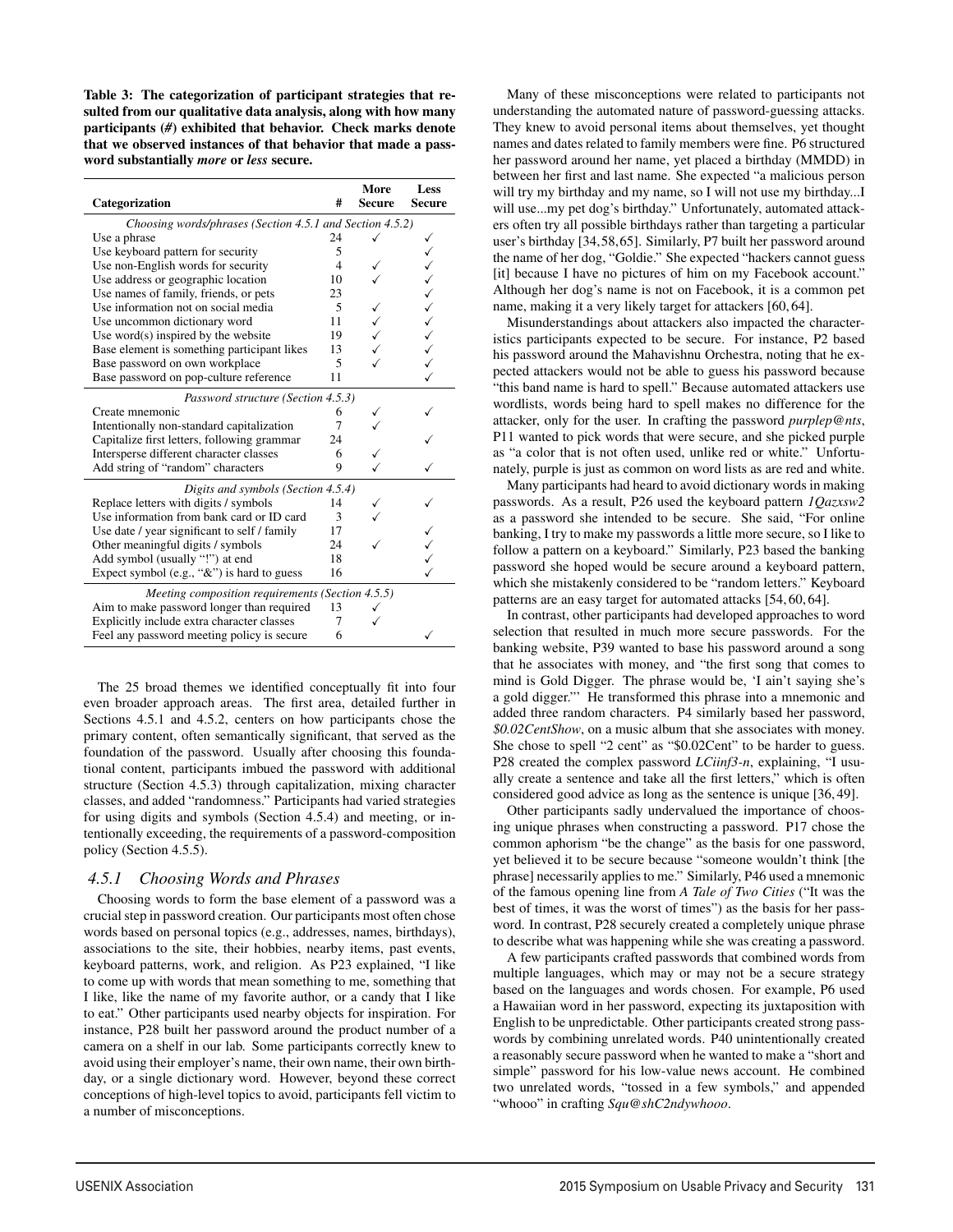**Table 3: The categorization of participant strategies that resulted from our qualitative data analysis, along with how many participants (#) exhibited that behavior. Check marks denote that we observed instances of that behavior that made a password substantially *more* or *less* secure.**

| Categorization | # | More Secure | Less Secure |
|---|---|---|---|
| *Choosing words/phrases (Section 4.5.1 and Section 4.5.2)* | | | |
| Use a phrase | 24 | ✓ | ✓ |
| Use keyboard pattern for security | 5 | | ✓ |
| Use non-English words for security | 4 | ✓ | ✓ |
| Use address or geographic location | 10 | ✓ | ✓ |
| Use names of family, friends, or pets | 23 | | ✓ |
| Use information not on social media | 5 | ✓ | ✓ |
| Use uncommon dictionary word | 11 | ✓ | ✓ |
| Use word(s) inspired by the website | 19 | ✓ | ✓ |
| Base element is something participant likes | 13 | ✓ | ✓ |
| Base password on own workplace | 5 | ✓ | ✓ |
| Base password on pop-culture reference | 11 | | ✓ |
| *Password structure (Section 4.5.3)* | | | |
| Create mnemonic | 6 | ✓ | ✓ |
| Intentionally non-standard capitalization | 7 | ✓ | |
| Capitalize first letters, following grammar | 24 | | ✓ |
| Intersperse different character classes | 6 | ✓ | |
| Add string of "random" characters | 9 | ✓ | ✓ |
| *Digits and symbols (Section 4.5.4)* | | | |
| Replace letters with digits / symbols | 14 | ✓ | ✓ |
| Use information from bank card or ID card | 3 | ✓ | |
| Use date / year significant to self / family | 17 | | ✓ |
| Other meaningful digits / symbols | 24 | ✓ | ✓ |
| Add symbol (usually "!") at end | 18 | | ✓ |
| Expect symbol (e.g., "&") is hard to guess | 16 | | ✓ |
| *Meeting composition requirements (Section 4.5.5)* | | | |
| Aim to make password longer than required | 13 | ✓ | |
| Explicitly include extra character classes | 7 | ✓ | |
| Feel any password meeting policy is secure | 6 | | ✓ |

The 25 broad themes we identified conceptually fit into four even broader approach areas. The first area, detailed further in Sections 4.5.1 and 4.5.2, centers on how participants chose the primary content, often semantically significant, that served as the foundation of the password. Usually after choosing this foundational content, participants imbued the password with additional structure (Section 4.5.3) through capitalization, mixing character classes, and added "randomness." Participants had varied strategies for using digits and symbols (Section 4.5.4) and meeting, or intentionally exceeding, the requirements of a password-composition policy (Section 4.5.5).

### 4.5.1 Choosing Words and Phrases

Choosing words to form the base element of a password was a crucial step in password creation. Our participants most often chose words based on personal topics (e.g., addresses, names, birthdays), associations to the site, their hobbies, nearby items, past events, keyboard patterns, work, and religion. As P23 explained, "I like to come up with words that mean something to me, something that I like, like the name of my favorite author, or a candy that I like to eat." Other participants used nearby objects for inspiration. For instance, P28 built her password around the product number of a camera on a shelf in our lab. Some participants correctly knew to avoid using their employer's name, their own name, their own birthday, or a single dictionary word. However, beyond these correct conceptions of high-level topics to avoid, participants fell victim to a number of misconceptions.

Many of these misconceptions were related to participants not understanding the automated nature of password-guessing attacks. They knew to avoid personal items about themselves, yet thought names and dates related to family members were fine. P6 structured her password around her name, yet placed a birthday (MMDD) in between her first and last name. She expected "a malicious person will try my birthday and my name, so I will not use my birthday...I will use...my pet dog's birthday." Unfortunately, automated attackers often try all possible birthdays rather than targeting a particular user's birthday [34, 58, 65]. Similarly, P7 built her password around the name of her dog, "Goldie." She expected "hackers cannot guess [it] because I have no pictures of him on my Facebook account." Although her dog's name is not on Facebook, it is a common pet name, making it a very likely target for attackers [60, 64].

Misunderstandings about attackers also impacted the characteristics participants expected to be secure. For instance, P2 based his password around the Mahavishnu Orchestra, noting that he expected attackers would not be able to guess his password because "this band name is hard to spell." Because automated attackers use wordlists, words being hard to spell makes no difference for the attacker, only for the user. In crafting the password *purplep@nts*, P11 wanted to pick words that were secure, and she picked purple as "a color that is not often used, unlike red or white." Unfortunately, purple is just as common on word lists as are red and white.

Many participants had heard to avoid dictionary words in making passwords. As a result, P26 used the keyboard pattern *1Qazxsw2* as a password she intended to be secure. She said, "For online banking, I try to make my passwords a little more secure, so I like to follow a pattern on a keyboard." Similarly, P23 based the banking password she hoped would be secure around a keyboard pattern, which she mistakenly considered to be "random letters." Keyboard patterns are an easy target for automated attacks [54, 60, 64].

In contrast, other participants had developed approaches to word selection that resulted in much more secure passwords. For the banking website, P39 wanted to base his password around a song that he associates with money, and "the first song that comes to mind is Gold Digger. The phrase would be, 'I ain't saying she's a gold digger.'" He transformed this phrase into a mnemonic and added three random characters. P4 similarly based her password, *$0.02CentShow*, on a music album that she associates with money. She chose to spell "2 cent" as "$0.02Cent" to be harder to guess. P28 created the complex password *LCiinf3-n*, explaining, "I usually create a sentence and take all the first letters," which is often considered good advice as long as the sentence is unique [36, 49].

Other participants sadly undervalued the importance of choosing unique phrases when constructing a password. P17 chose the common aphorism "be the change" as the basis for one password, yet believed it to be secure because "someone wouldn't think [the phrase] necessarily applies to me." Similarly, P46 used a mnemonic of the famous opening line from *A Tale of Two Cities* ("It was the best of times, it was the worst of times") as the basis for her password. In contrast, P28 securely created a completely unique phrase to describe what was happening while she was creating a password.

A few participants crafted passwords that combined words from multiple languages, which may or may not be a secure strategy based on the languages and words chosen. For example, P6 used a Hawaiian word in her password, expecting its juxtaposition with English to be unpredictable. Other participants created strong passwords by combining unrelated words. P40 unintentionally created a reasonably secure password when he wanted to make a "short and simple" password for his low-value news account. He combined two unrelated words, "tossed in a few symbols," and appended "whooo" in crafting *Squ@shC2ndywhooo*.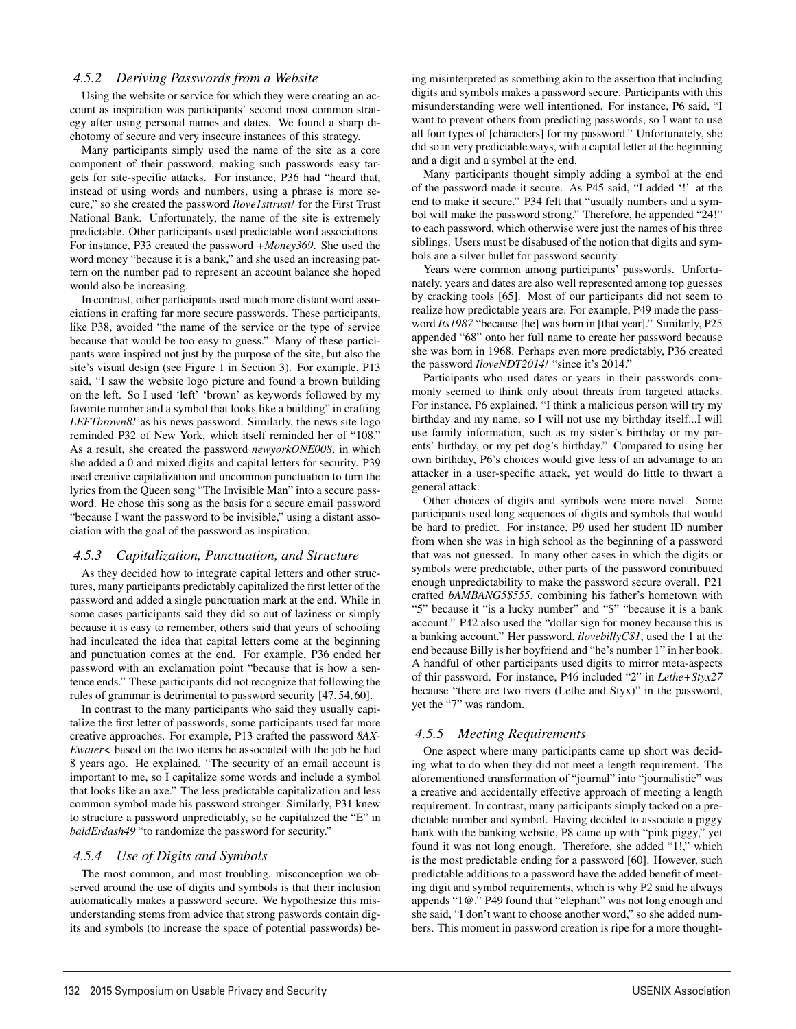### 4.5.2 Deriving Passwords from a Website

Using the website or service for which they were creating an account as inspiration was participants' second most common strategy after using personal names and dates. We found a sharp dichotomy of secure and very insecure instances of this strategy.

Many participants simply used the name of the site as a core component of their password, making such passwords easy targets for site-specific attacks. For instance, P36 had "heard that, instead of using words and numbers, using a phrase is more secure," so she created the password *Ilove1sttrust!* for the First Trust National Bank. Unfortunately, the name of the site is extremely predictable. Other participants used predictable word associations. For instance, P33 created the password *+Money369*. She used the word money "because it is a bank," and she used an increasing pattern on the number pad to represent an account balance she hoped would also be increasing.

In contrast, other participants used much more distant word associations in crafting far more secure passwords. These participants, like P38, avoided "the name of the service or the type of service because that would be too easy to guess." Many of these participants were inspired not just by the purpose of the site, but also the site's visual design (see Figure 1 in Section 3). For example, P13 said, "I saw the website logo picture and found a brown building on the left. So I used 'left' 'brown' as keywords followed by my favorite number and a symbol that looks like a building" in crafting *LEFTbrown8!* as his news password. Similarly, the news site logo reminded P32 of New York, which itself reminded her of "108." As a result, she created the password *newyorkONE008*, in which she added a 0 and mixed digits and capital letters for security. P39 used creative capitalization and uncommon punctuation to turn the lyrics from the Queen song "The Invisible Man" into a secure password. He chose this song as the basis for a secure email password "because I want the password to be invisible," using a distant association with the goal of the password as inspiration.

### 4.5.3 Capitalization, Punctuation, and Structure

As they decided how to integrate capital letters and other structures, many participants predictably capitalized the first letter of the password and added a single punctuation mark at the end. While in some cases participants said they did so out of laziness or simply because it is easy to remember, others said that years of schooling had inculcated the idea that capital letters come at the beginning and punctuation comes at the end. For example, P36 ended her password with an exclamation point "because that is how a sentence ends." These participants did not recognize that following the rules of grammar is detrimental to password security [47, 54, 60].

In contrast to the many participants who said they usually capitalize the first letter of passwords, some participants used far more creative approaches. For example, P13 crafted the password *8AX-Ewater<* based on the two items he associated with the job he had 8 years ago. He explained, "The security of an email account is important to me, so I capitalize some words and include a symbol that looks like an axe." The less predictable capitalization and less common symbol made his password stronger. Similarly, P31 knew to structure a password unpredictably, so he capitalized the "E" in *baldErdash49* "to randomize the password for security."

### 4.5.4 Use of Digits and Symbols

The most common, and most troubling, misconception we observed around the use of digits and symbols is that their inclusion automatically makes a password secure. We hypothesize this misunderstanding stems from advice that strong paswords contain digits and symbols (to increase the space of potential passwords) being misinterpreted as something akin to the assertion that including digits and symbols makes a password secure. Participants with this misunderstanding were well intentioned. For instance, P6 said, "I want to prevent others from predicting passwords, so I want to use all four types of [characters] for my password." Unfortunately, she did so in very predictable ways, with a capital letter at the beginning and a digit and a symbol at the end.

Many participants thought simply adding a symbol at the end of the password made it secure. As P45 said, "I added '!' at the end to make it secure." P34 felt that "usually numbers and a symbol will make the password strong." Therefore, he appended "24!" to each password, which otherwise were just the names of his three siblings. Users must be disabused of the notion that digits and symbols are a silver bullet for password security.

Years were common among participants' passwords. Unfortunately, years and dates are also well represented among top guesses by cracking tools [65]. Most of our participants did not seem to realize how predictable years are. For example, P49 made the password *Its1987* "because [he] was born in [that year]." Similarly, P25 appended "68" onto her full name to create her password because she was born in 1968. Perhaps even more predictably, P36 created the password *IloveNDT2014!* "since it's 2014."

Participants who used dates or years in their passwords commonly seemed to think only about threats from targeted attacks. For instance, P6 explained, "I think a malicious person will try my birthday and my name, so I will not use my birthday itself...I will use family information, such as my sister's birthday or my parents' birthday, or my pet dog's birthday." Compared to using her own birthday, P6's choices would give less of an advantage to an attacker in a user-specific attack, yet would do little to thwart a general attack.

Other choices of digits and symbols were more novel. Some participants used long sequences of digits and symbols that would be hard to predict. For instance, P9 used her student ID number from when she was in high school as the beginning of a password that was not guessed. In many other cases in which the digits or symbols were predictable, other parts of the password contributed enough unpredictability to make the password secure overall. P21 crafted *bAMBANG5$555*, combining his father's hometown with "5" because it "is a lucky number" and "$" "because it is a bank account." P42 also used the "dollar sign for money because this is a banking account." Her password, *ilovebillyC$1*, used the 1 at the end because Billy is her boyfriend and "he's number 1" in her book. A handful of other participants used digits to mirror meta-aspects of their password. For instance, P46 included "2" in *Lethe+Styx27* because "there are two rivers (Lethe and Styx)" in the password, yet the "7" was random.

### 4.5.5 Meeting Requirements

One aspect where many participants came up short was deciding what to do when they did not meet a length requirement. The aforementioned transformation of "journal" into "journalistic" was a creative and accidentally effective approach of meeting a length requirement. In contrast, many participants simply tacked on a predictable number and symbol. Having decided to associate a piggy bank with the banking website, P8 came up with "pink piggy," yet found it was not long enough. Therefore, she added "1!," which is the most predictable ending for a password [60]. However, such predictable additions to a password have the added benefit of meeting digit and symbol requirements, which is why P2 said he always appends "1@." P49 found that "elephant" was not long enough and she said, "I don't want to choose another word," so she added numbers. This moment in password creation is ripe for a more thought-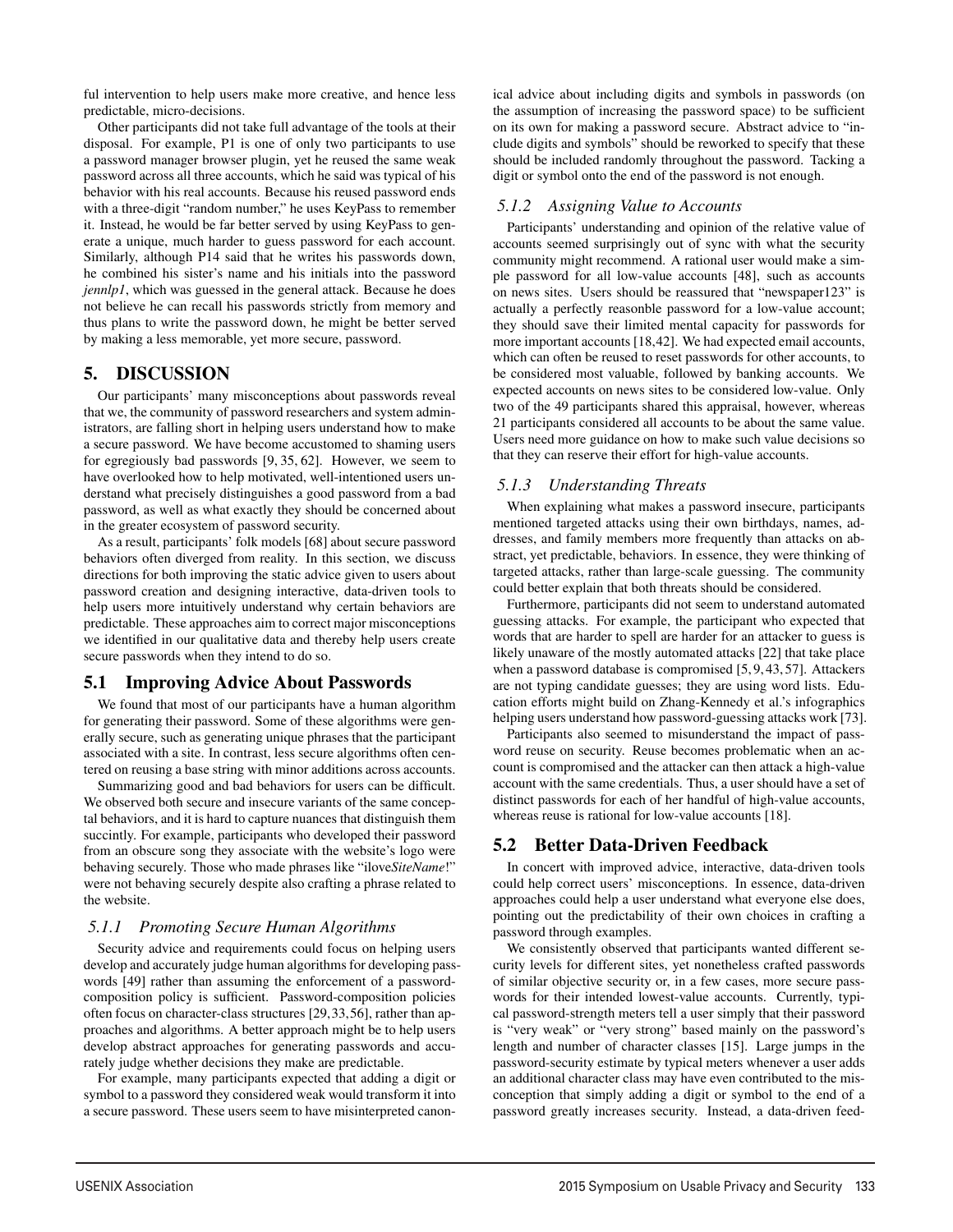ful intervention to help users make more creative, and hence less predictable, micro-decisions.

Other participants did not take full advantage of the tools at their disposal. For example, P1 is one of only two participants to use a password manager browser plugin, yet he reused the same weak password across all three accounts, which he said was typical of his behavior with his real accounts. Because his reused password ends with a three-digit "random number," he uses KeyPass to remember it. Instead, he would be far better served by using KeyPass to generate a unique, much harder to guess password for each account. Similarly, although P14 said that he writes his passwords down, he combined his sister's name and his initials into the password *jennlp1*, which was guessed in the general attack. Because he does not believe he can recall his passwords strictly from memory and thus plans to write the password down, he might be better served by making a less memorable, yet more secure, password.

# 5. DISCUSSION

Our participants' many misconceptions about passwords reveal that we, the community of password researchers and system administrators, are falling short in helping users understand how to make a secure password. We have become accustomed to shaming users for egregiously bad passwords [9, 35, 62]. However, we seem to have overlooked how to help motivated, well-intentioned users understand what precisely distinguishes a good password from a bad password, as well as what exactly they should be concerned about in the greater ecosystem of password security.

As a result, participants' folk models [68] about secure password behaviors often diverged from reality. In this section, we discuss directions for both improving the static advice given to users about password creation and designing interactive, data-driven tools to help users more intuitively understand why certain behaviors are predictable. These approaches aim to correct major misconceptions we identified in our qualitative data and thereby help users create secure passwords when they intend to do so.

## 5.1 Improving Advice About Passwords

We found that most of our participants have a human algorithm for generating their password. Some of these algorithms were generally secure, such as generating unique phrases that the participant associated with a site. In contrast, less secure algorithms often centered on reusing a base string with minor additions across accounts.

Summarizing good and bad behaviors for users can be difficult. We observed both secure and insecure variants of the same conceptual behaviors, and it is hard to capture nuances that distinguish them succintly. For example, participants who developed their password from an obscure song they associate with the website's logo were behaving securely. Those who made phrases like "ilove*SiteName*!" were not behaving securely despite also crafting a phrase related to the website.

### 5.1.1 Promoting Secure Human Algorithms

Security advice and requirements could focus on helping users develop and accurately judge human algorithms for developing passwords [49] rather than assuming the enforcement of a password-composition policy is sufficient. Password-composition policies often focus on character-class structures [29,33,56], rather than approaches and algorithms. A better approach might be to help users develop abstract approaches for generating passwords and accurately judge whether decisions they make are predictable.

For example, many participants expected that adding a digit or symbol to a password they considered weak would transform it into a secure password. These users seem to have misinterpreted canonical advice about including digits and symbols in passwords (on the assumption of increasing the password space) to be sufficient on its own for making a password secure. Abstract advice to "include digits and symbols" should be reworked to specify that these should be included randomly throughout the password. Tacking a digit or symbol onto the end of the password is not enough.

### 5.1.2 Assigning Value to Accounts

Participants' understanding and opinion of the relative value of accounts seemed surprisingly out of sync with what the security community might recommend. A rational user would make a simple password for all low-value accounts [48], such as accounts on news sites. Users should be reassured that "newspaper123" is actually a perfectly reasonble password for a low-value account; they should save their limited mental capacity for passwords for more important accounts [18,42]. We had expected email accounts, which can often be reused to reset passwords for other accounts, to be considered most valuable, followed by banking accounts. We expected accounts on news sites to be considered low-value. Only two of the 49 participants shared this appraisal, however, whereas 21 participants considered all accounts to be about the same value. Users need more guidance on how to make such value decisions so that they can reserve their effort for high-value accounts.

### 5.1.3 Understanding Threats

When explaining what makes a password insecure, participants mentioned targeted attacks using their own birthdays, names, addresses, and family members more frequently than attacks on abstract, yet predictable, behaviors. In essence, they were thinking of targeted attacks, rather than large-scale guessing. The community could better explain that both threats should be considered.

Furthermore, participants did not seem to understand automated guessing attacks. For example, the participant who expected that words that are harder to spell are harder for an attacker to guess is likely unaware of the mostly automated attacks [22] that take place when a password database is compromised [5, 9, 43, 57]. Attackers are not typing candidate guesses; they are using word lists. Education efforts might build on Zhang-Kennedy et al.'s infographics helping users understand how password-guessing attacks work [73].

Participants also seemed to misunderstand the impact of password reuse on security. Reuse becomes problematic when an account is compromised and the attacker can then attack a high-value account with the same credentials. Thus, a user should have a set of distinct passwords for each of her handful of high-value accounts, whereas reuse is rational for low-value accounts [18].

## 5.2 Better Data-Driven Feedback

In concert with improved advice, interactive, data-driven tools could help correct users' misconceptions. In essence, data-driven approaches could help a user understand what everyone else does, pointing out the predictability of their own choices in crafting a password through examples.

We consistently observed that participants wanted different security levels for different sites, yet nonetheless crafted passwords of similar objective security or, in a few cases, more secure passwords for their intended lowest-value accounts. Currently, typical password-strength meters tell a user simply that their password is "very weak" or "very strong" based mainly on the password's length and number of character classes [15]. Large jumps in the password-security estimate by typical meters whenever a user adds an additional character class may have even contributed to the misconception that simply adding a digit or symbol to the end of a password greatly increases security. Instead, a data-driven feed-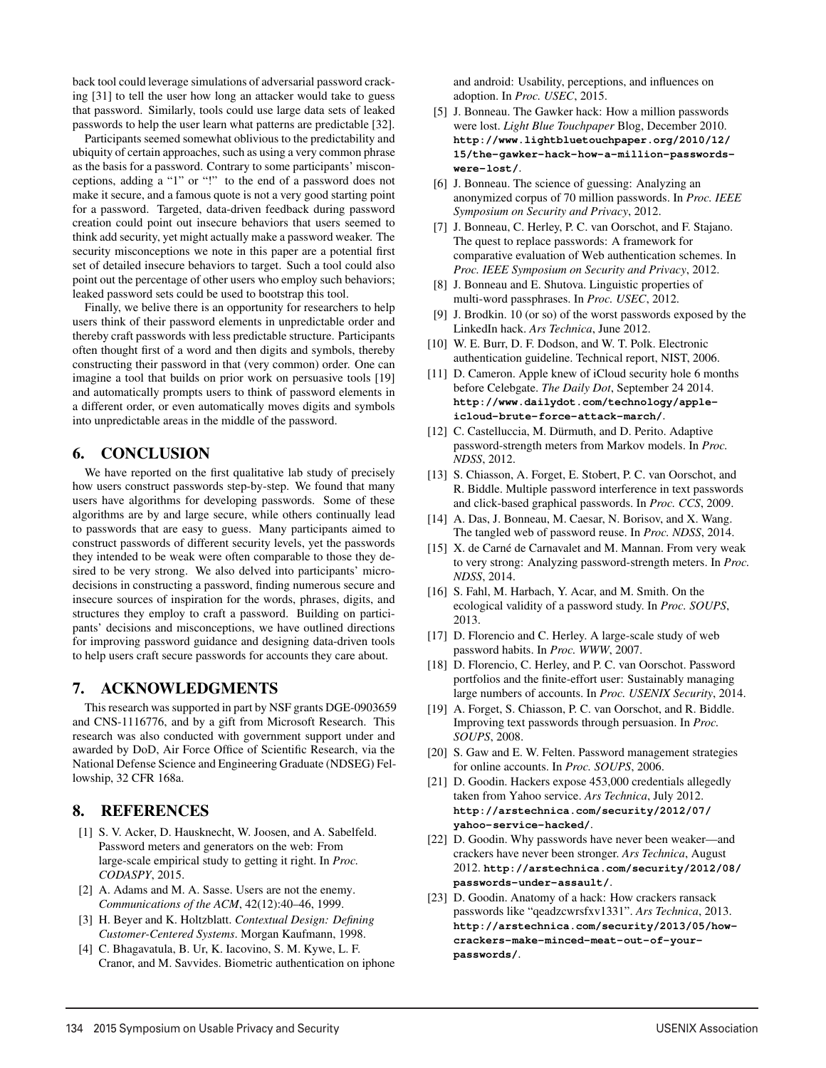back tool could leverage simulations of adversarial password cracking [31] to tell the user how long an attacker would take to guess that password. Similarly, tools could use large data sets of leaked passwords to help the user learn what patterns are predictable [32].

Participants seemed somewhat oblivious to the predictability and ubiquity of certain approaches, such as using a very common phrase as the basis for a password. Contrary to some participants' misconceptions, adding a "1" or "!" to the end of a password does not make it secure, and a famous quote is not a very good starting point for a password. Targeted, data-driven feedback during password creation could point out insecure behaviors that users seemed to think add security, yet might actually make a password weaker. The security misconceptions we note in this paper are a potential first set of detailed insecure behaviors to target. Such a tool could also point out the percentage of other users who employ such behaviors; leaked password sets could be used to bootstrap this tool.

Finally, we belive there is an opportunity for researchers to help users think of their password elements in unpredictable order and thereby craft passwords with less predictable structure. Participants often thought first of a word and then digits and symbols, thereby constructing their password in that (very common) order. One can imagine a tool that builds on prior work on persuasive tools [19] and automatically prompts users to think of password elements in a different order, or even automatically moves digits and symbols into unpredictable areas in the middle of the password.

## 6. CONCLUSION

We have reported on the first qualitative lab study of precisely how users construct passwords step-by-step. We found that many users have algorithms for developing passwords. Some of these algorithms are by and large secure, while others continually lead to passwords that are easy to guess. Many participants aimed to construct passwords of different security levels, yet the passwords they intended to be weak were often comparable to those they desired to be very strong. We also delved into participants' micro-decisions in constructing a password, finding numerous secure and insecure sources of inspiration for the words, phrases, digits, and structures they employ to craft a password. Building on participants' decisions and misconceptions, we have outlined directions for improving password guidance and designing data-driven tools to help users craft secure passwords for accounts they care about.

## 7. ACKNOWLEDGMENTS

This research was supported in part by NSF grants DGE-0903659 and CNS-1116776, and by a gift from Microsoft Research. This research was also conducted with government support under and awarded by DoD, Air Force Office of Scientific Research, via the National Defense Science and Engineering Graduate (NDSEG) Fellowship, 32 CFR 168a.

## 8. REFERENCES

[1] S. V. Acker, D. Hausknecht, W. Joosen, and A. Sabelfeld. Password meters and generators on the web: From large-scale empirical study to getting it right. In *Proc. CODASPY*, 2015.

[2] A. Adams and M. A. Sasse. Users are not the enemy. *Communications of the ACM*, 42(12):40–46, 1999.

[3] H. Beyer and K. Holtzblatt. *Contextual Design: Defining Customer-Centered Systems*. Morgan Kaufmann, 1998.

[4] C. Bhagavatula, B. Ur, K. Iacovino, S. M. Kywe, L. F. Cranor, and M. Savvides. Biometric authentication on iphone and android: Usability, perceptions, and influences on adoption. In *Proc. USEC*, 2015.

[5] J. Bonneau. The Gawker hack: How a million passwords were lost. *Light Blue Touchpaper* Blog, December 2010. **http://www.lightbluetouchpaper.org/2010/12/15/the-gawker-hack-how-a-million-passwords-were-lost/**.

[6] J. Bonneau. The science of guessing: Analyzing an anonymized corpus of 70 million passwords. In *Proc. IEEE Symposium on Security and Privacy*, 2012.

[7] J. Bonneau, C. Herley, P. C. van Oorschot, and F. Stajano. The quest to replace passwords: A framework for comparative evaluation of Web authentication schemes. In *Proc. IEEE Symposium on Security and Privacy*, 2012.

[8] J. Bonneau and E. Shutova. Linguistic properties of multi-word passphrases. In *Proc. USEC*, 2012.

[9] J. Brodkin. 10 (or so) of the worst passwords exposed by the LinkedIn hack. *Ars Technica*, June 2012.

[10] W. E. Burr, D. F. Dodson, and W. T. Polk. Electronic authentication guideline. Technical report, NIST, 2006.

[11] D. Cameron. Apple knew of iCloud security hole 6 months before Celebgate. *The Daily Dot*, September 24 2014. **http://www.dailydot.com/technology/apple-icloud-brute-force-attack-march/**.

[12] C. Castelluccia, M. Dürmuth, and D. Perito. Adaptive password-strength meters from Markov models. In *Proc. NDSS*, 2012.

[13] S. Chiasson, A. Forget, E. Stobert, P. C. van Oorschot, and R. Biddle. Multiple password interference in text passwords and click-based graphical passwords. In *Proc. CCS*, 2009.

[14] A. Das, J. Bonneau, M. Caesar, N. Borisov, and X. Wang. The tangled web of password reuse. In *Proc. NDSS*, 2014.

[15] X. de Carné de Carnavalet and M. Mannan. From very weak to very strong: Analyzing password-strength meters. In *Proc. NDSS*, 2014.

[16] S. Fahl, M. Harbach, Y. Acar, and M. Smith. On the ecological validity of a password study. In *Proc. SOUPS*, 2013.

[17] D. Florencio and C. Herley. A large-scale study of web password habits. In *Proc. WWW*, 2007.

[18] D. Florencio, C. Herley, and P. C. van Oorschot. Password portfolios and the finite-effort user: Sustainably managing large numbers of accounts. In *Proc. USENIX Security*, 2014.

[19] A. Forget, S. Chiasson, P. C. van Oorschot, and R. Biddle. Improving text passwords through persuasion. In *Proc. SOUPS*, 2008.

[20] S. Gaw and E. W. Felten. Password management strategies for online accounts. In *Proc. SOUPS*, 2006.

[21] D. Goodin. Hackers expose 453,000 credentials allegedly taken from Yahoo service. *Ars Technica*, July 2012. **http://arstechnica.com/security/2012/07/yahoo-service-hacked/**.

[22] D. Goodin. Why passwords have never been weaker—and crackers have never been stronger. *Ars Technica*, August 2012. **http://arstechnica.com/security/2012/08/passwords-under-assault/**.

[23] D. Goodin. Anatomy of a hack: How crackers ransack passwords like "qeadzcwrsfxv1331". *Ars Technica*, 2013. **http://arstechnica.com/security/2013/05/how-crackers-make-minced-meat-out-of-your-passwords/**.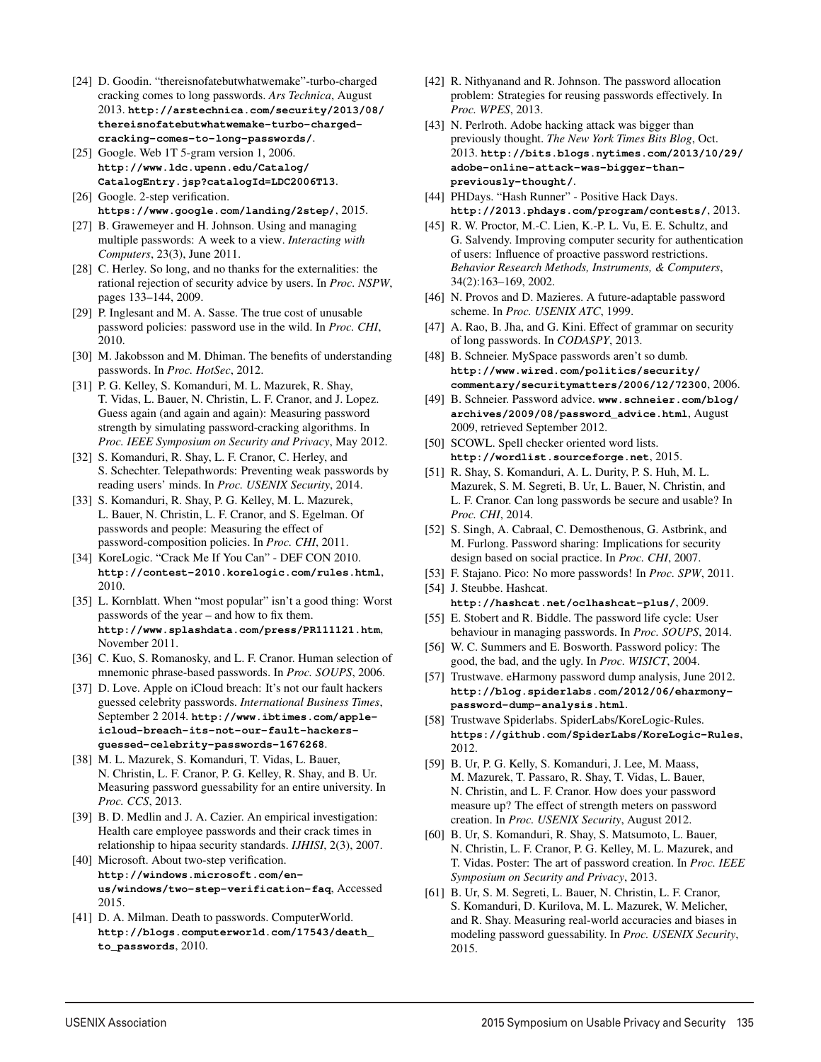[24] D. Goodin. "thereisnofatebutwhatwemake"-turbo-charged cracking comes to long passwords. *Ars Technica*, August 2013. **http://arstechnica.com/security/2013/08/thereisnofatebutwhatwemake-turbo-charged-cracking-comes-to-long-passwords/**.

[25] Google. Web 1T 5-gram version 1, 2006. **http://www.ldc.upenn.edu/Catalog/CatalogEntry.jsp?catalogId=LDC2006T13**.

[26] Google. 2-step verification. **https://www.google.com/landing/2step/**, 2015.

[27] B. Grawemeyer and H. Johnson. Using and managing multiple passwords: A week to a view. *Interacting with Computers*, 23(3), June 2011.

[28] C. Herley. So long, and no thanks for the externalities: the rational rejection of security advice by users. In *Proc. NSPW*, pages 133–144, 2009.

[29] P. Inglesant and M. A. Sasse. The true cost of unusable password policies: password use in the wild. In *Proc. CHI*, 2010.

[30] M. Jakobsson and M. Dhiman. The benefits of understanding passwords. In *Proc. HotSec*, 2012.

[31] P. G. Kelley, S. Komanduri, M. L. Mazurek, R. Shay, T. Vidas, L. Bauer, N. Christin, L. F. Cranor, and J. Lopez. Guess again (and again and again): Measuring password strength by simulating password-cracking algorithms. In *Proc. IEEE Symposium on Security and Privacy*, May 2012.

[32] S. Komanduri, R. Shay, L. F. Cranor, C. Herley, and S. Schechter. Telepathwords: Preventing weak passwords by reading users' minds. In *Proc. USENIX Security*, 2014.

[33] S. Komanduri, R. Shay, P. G. Kelley, M. L. Mazurek, L. Bauer, N. Christin, L. F. Cranor, and S. Egelman. Of passwords and people: Measuring the effect of password-composition policies. In *Proc. CHI*, 2011.

[34] KoreLogic. "Crack Me If You Can" - DEF CON 2010. **http://contest-2010.korelogic.com/rules.html**, 2010.

[35] L. Kornblatt. When "most popular" isn't a good thing: Worst passwords of the year – and how to fix them. **http://www.splashdata.com/press/PR111121.htm**, November 2011.

[36] C. Kuo, S. Romanosky, and L. F. Cranor. Human selection of mnemonic phrase-based passwords. In *Proc. SOUPS*, 2006.

[37] D. Love. Apple on iCloud breach: It's not our fault hackers guessed celebrity passwords. *International Business Times*, September 2 2014. **http://www.ibtimes.com/apple-icloud-breach-its-not-our-fault-hackers-guessed-celebrity-passwords-1676268**.

[38] M. L. Mazurek, S. Komanduri, T. Vidas, L. Bauer, N. Christin, L. F. Cranor, P. G. Kelley, R. Shay, and B. Ur. Measuring password guessability for an entire university. In *Proc. CCS*, 2013.

[39] B. D. Medlin and J. A. Cazier. An empirical investigation: Health care employee passwords and their crack times in relationship to hipaa security standards. *IJHISI*, 2(3), 2007.

[40] Microsoft. About two-step verification. **http://windows.microsoft.com/en-us/windows/two-step-verification-faq**, Accessed 2015.

[41] D. A. Milman. Death to passwords. ComputerWorld. **http://blogs.computerworld.com/17543/death_to_passwords**, 2010.

[42] R. Nithyanand and R. Johnson. The password allocation problem: Strategies for reusing passwords effectively. In *Proc. WPES*, 2013.

[43] N. Perlroth. Adobe hacking attack was bigger than previously thought. *The New York Times Bits Blog*, Oct. 2013. **http://bits.blogs.nytimes.com/2013/10/29/adobe-online-attack-was-bigger-than-previously-thought/**.

[44] PHDays. "Hash Runner" - Positive Hack Days. **http://2013.phdays.com/program/contests/**, 2013.

[45] R. W. Proctor, M.-C. Lien, K.-P. L. Vu, E. E. Schultz, and G. Salvendy. Improving computer security for authentication of users: Influence of proactive password restrictions. *Behavior Research Methods, Instruments, & Computers*, 34(2):163–169, 2002.

[46] N. Provos and D. Mazieres. A future-adaptable password scheme. In *Proc. USENIX ATC*, 1999.

[47] A. Rao, B. Jha, and G. Kini. Effect of grammar on security of long passwords. In *CODASPY*, 2013.

[48] B. Schneier. MySpace passwords aren't so dumb. **http://www.wired.com/politics/security/commentary/securitymatters/2006/12/72300**, 2006.

[49] B. Schneier. Password advice. **www.schneier.com/blog/archives/2009/08/password_advice.html**, August 2009, retrieved September 2012.

[50] SCOWL. Spell checker oriented word lists. **http://wordlist.sourceforge.net**, 2015.

[51] R. Shay, S. Komanduri, A. L. Durity, P. S. Huh, M. L. Mazurek, S. M. Segreti, B. Ur, L. Bauer, N. Christin, and L. F. Cranor. Can long passwords be secure and usable? In *Proc. CHI*, 2014.

[52] S. Singh, A. Cabraal, C. Demosthenous, G. Astbrink, and M. Furlong. Password sharing: Implications for security design based on social practice. In *Proc. CHI*, 2007.

[53] F. Stajano. Pico: No more passwords! In *Proc. SPW*, 2011.

[54] J. Steubbe. Hashcat. **http://hashcat.net/oclhashcat-plus/**, 2009.

[55] E. Stobert and R. Biddle. The password life cycle: User behaviour in managing passwords. In *Proc. SOUPS*, 2014.

[56] W. C. Summers and E. Bosworth. Password policy: The good, the bad, and the ugly. In *Proc. WISICT*, 2004.

[57] Trustwave. eHarmony password dump analysis, June 2012. **http://blog.spiderlabs.com/2012/06/eharmony-password-dump-analysis.html**.

[58] Trustwave Spiderlabs. SpiderLabs/KoreLogic-Rules. **https://github.com/SpiderLabs/KoreLogic-Rules**, 2012.

[59] B. Ur, P. G. Kelly, S. Komanduri, J. Lee, M. Maass, M. Mazurek, T. Passaro, R. Shay, T. Vidas, L. Bauer, N. Christin, and L. F. Cranor. How does your password measure up? The effect of strength meters on password creation. In *Proc. USENIX Security*, August 2012.

[60] B. Ur, S. Komanduri, R. Shay, S. Matsumoto, L. Bauer, N. Christin, L. F. Cranor, P. G. Kelley, M. L. Mazurek, and T. Vidas. Poster: The art of password creation. In *Proc. IEEE Symposium on Security and Privacy*, 2013.

[61] B. Ur, S. M. Segreti, L. Bauer, N. Christin, L. F. Cranor, S. Komanduri, D. Kurilova, M. L. Mazurek, W. Melicher, and R. Shay. Measuring real-world accuracies and biases in modeling password guessability. In *Proc. USENIX Security*, 2015.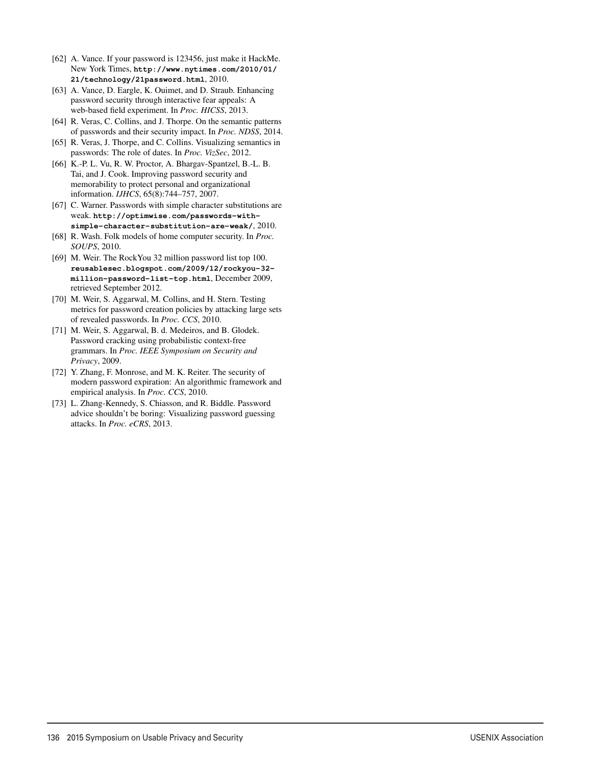[62] A. Vance. If your password is 123456, just make it HackMe. New York Times, **http://www.nytimes.com/2010/01/21/technology/21password.html**, 2010.

[63] A. Vance, D. Eargle, K. Ouimet, and D. Straub. Enhancing password security through interactive fear appeals: A web-based field experiment. In *Proc. HICSS*, 2013.

[64] R. Veras, C. Collins, and J. Thorpe. On the semantic patterns of passwords and their security impact. In *Proc. NDSS*, 2014.

[65] R. Veras, J. Thorpe, and C. Collins. Visualizing semantics in passwords: The role of dates. In *Proc. VizSec*, 2012.

[66] K.-P. L. Vu, R. W. Proctor, A. Bhargav-Spantzel, B.-L. B. Tai, and J. Cook. Improving password security and memorability to protect personal and organizational information. *IJHCS*, 65(8):744–757, 2007.

[67] C. Warner. Passwords with simple character substitutions are weak. **http://optimwise.com/passwords-with-simple-character-substitution-are-weak/**, 2010.

[68] R. Wash. Folk models of home computer security. In *Proc. SOUPS*, 2010.

[69] M. Weir. The RockYou 32 million password list top 100. **reusablesec.blogspot.com/2009/12/rockyou-32-million-password-list-top.html**, December 2009, retrieved September 2012.

[70] M. Weir, S. Aggarwal, M. Collins, and H. Stern. Testing metrics for password creation policies by attacking large sets of revealed passwords. In *Proc. CCS*, 2010.

[71] M. Weir, S. Aggarwal, B. d. Medeiros, and B. Glodek. Password cracking using probabilistic context-free grammars. In *Proc. IEEE Symposium on Security and Privacy*, 2009.

[72] Y. Zhang, F. Monrose, and M. K. Reiter. The security of modern password expiration: An algorithmic framework and empirical analysis. In *Proc. CCS*, 2010.

[73] L. Zhang-Kennedy, S. Chiasson, and R. Biddle. Password advice shouldn't be boring: Visualizing password guessing attacks. In *Proc. eCRS*, 2013.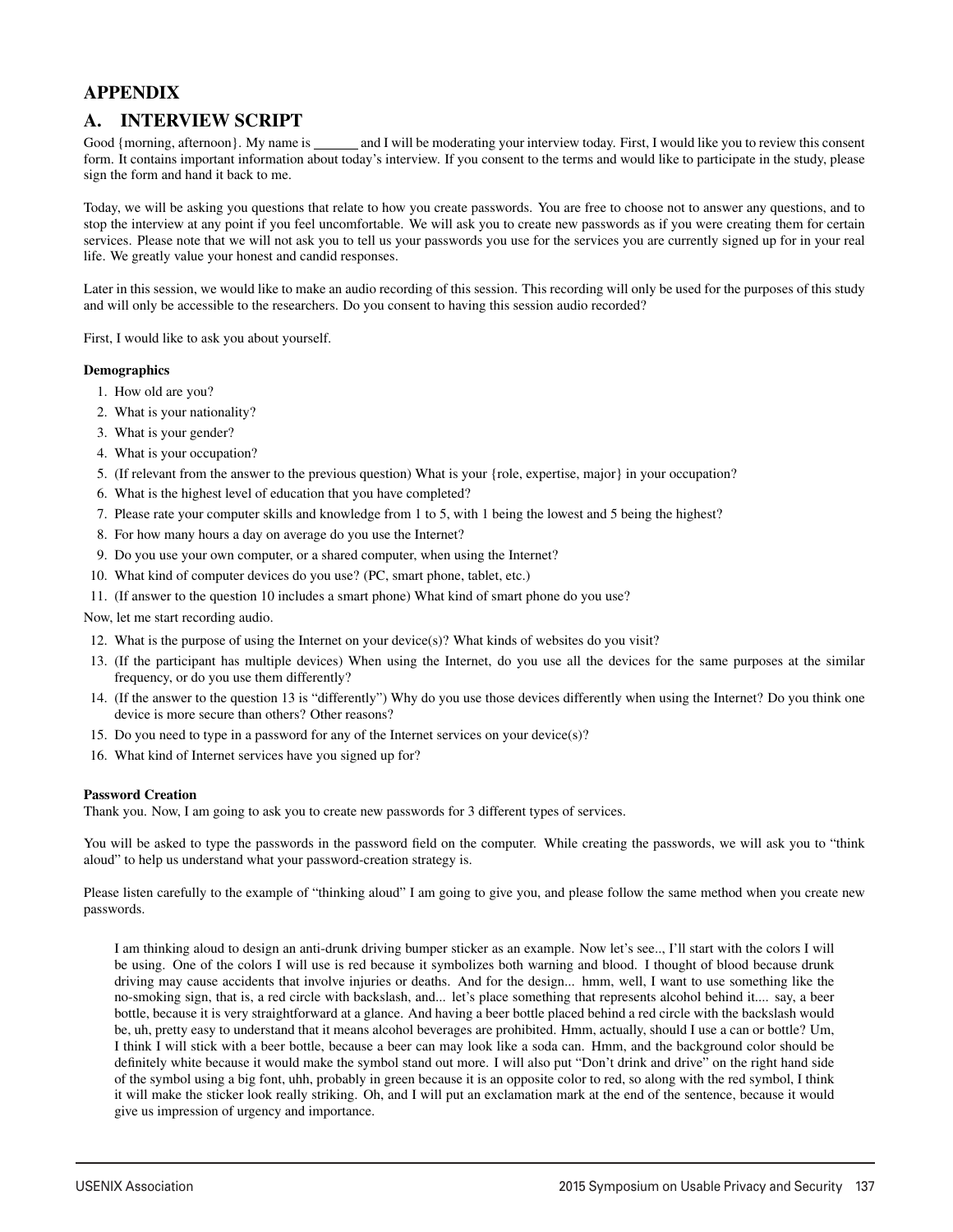# APPENDIX

## A. INTERVIEW SCRIPT

Good {morning, afternoon}. My name is ______ and I will be moderating your interview today. First, I would like you to review this consent form. It contains important information about today's interview. If you consent to the terms and would like to participate in the study, please sign the form and hand it back to me.

Today, we will be asking you questions that relate to how you create passwords. You are free to choose not to answer any questions, and to stop the interview at any point if you feel uncomfortable. We will ask you to create new passwords as if you were creating them for certain services. Please note that we will not ask you to tell us your passwords you use for the services you are currently signed up for in your real life. We greatly value your honest and candid responses.

Later in this session, we would like to make an audio recording of this session. This recording will only be used for the purposes of this study and will only be accessible to the researchers. Do you consent to having this session audio recorded?

First, I would like to ask you about yourself.

**Demographics**

1. How old are you?
2. What is your nationality?
3. What is your gender?
4. What is your occupation?
5. (If relevant from the answer to the previous question) What is your {role, expertise, major} in your occupation?
6. What is the highest level of education that you have completed?
7. Please rate your computer skills and knowledge from 1 to 5, with 1 being the lowest and 5 being the highest?
8. For how many hours a day on average do you use the Internet?
9. Do you use your own computer, or a shared computer, when using the Internet?
10. What kind of computer devices do you use? (PC, smart phone, tablet, etc.)
11. (If answer to the question 10 includes a smart phone) What kind of smart phone do you use?

Now, let me start recording audio.

12. What is the purpose of using the Internet on your device(s)? What kinds of websites do you visit?
13. (If the participant has multiple devices) When using the Internet, do you use all the devices for the same purposes at the similar frequency, or do you use them differently?
14. (If the answer to the question 13 is "differently") Why do you use those devices differently when using the Internet? Do you think one device is more secure than others? Other reasons?
15. Do you need to type in a password for any of the Internet services on your device(s)?
16. What kind of Internet services have you signed up for?

**Password Creation**

Thank you. Now, I am going to ask you to create new passwords for 3 different types of services.

You will be asked to type the passwords in the password field on the computer. While creating the passwords, we will ask you to "think aloud" to help us understand what your password-creation strategy is.

Please listen carefully to the example of "thinking aloud" I am going to give you, and please follow the same method when you create new passwords.

> I am thinking aloud to design an anti-drunk driving bumper sticker as an example. Now let's see.., I'll start with the colors I will be using. One of the colors I will use is red because it symbolizes both warning and blood. I thought of blood because drunk driving may cause accidents that involve injuries or deaths. And for the design... hmm, well, I want to use something like the no-smoking sign, that is, a red circle with backslash, and... let's place something that represents alcohol behind it.... say, a beer bottle, because it is very straightforward at a glance. And having a beer bottle placed behind a red circle with the backslash would be, uh, pretty easy to understand that it means alcohol beverages are prohibited. Hmm, actually, should I use a can or bottle? Um, I think I will stick with a beer bottle, because a beer can may look like a soda can. Hmm, and the background color should be definitely white because it would make the symbol stand out more. I will also put "Don't drink and drive" on the right hand side of the symbol using a big font, uhh, probably in green because it is an opposite color to red, so along with the red symbol, I think it will make the sticker look really striking. Oh, and I will put an exclamation mark at the end of the sentence, because it would give us impression of urgency and importance.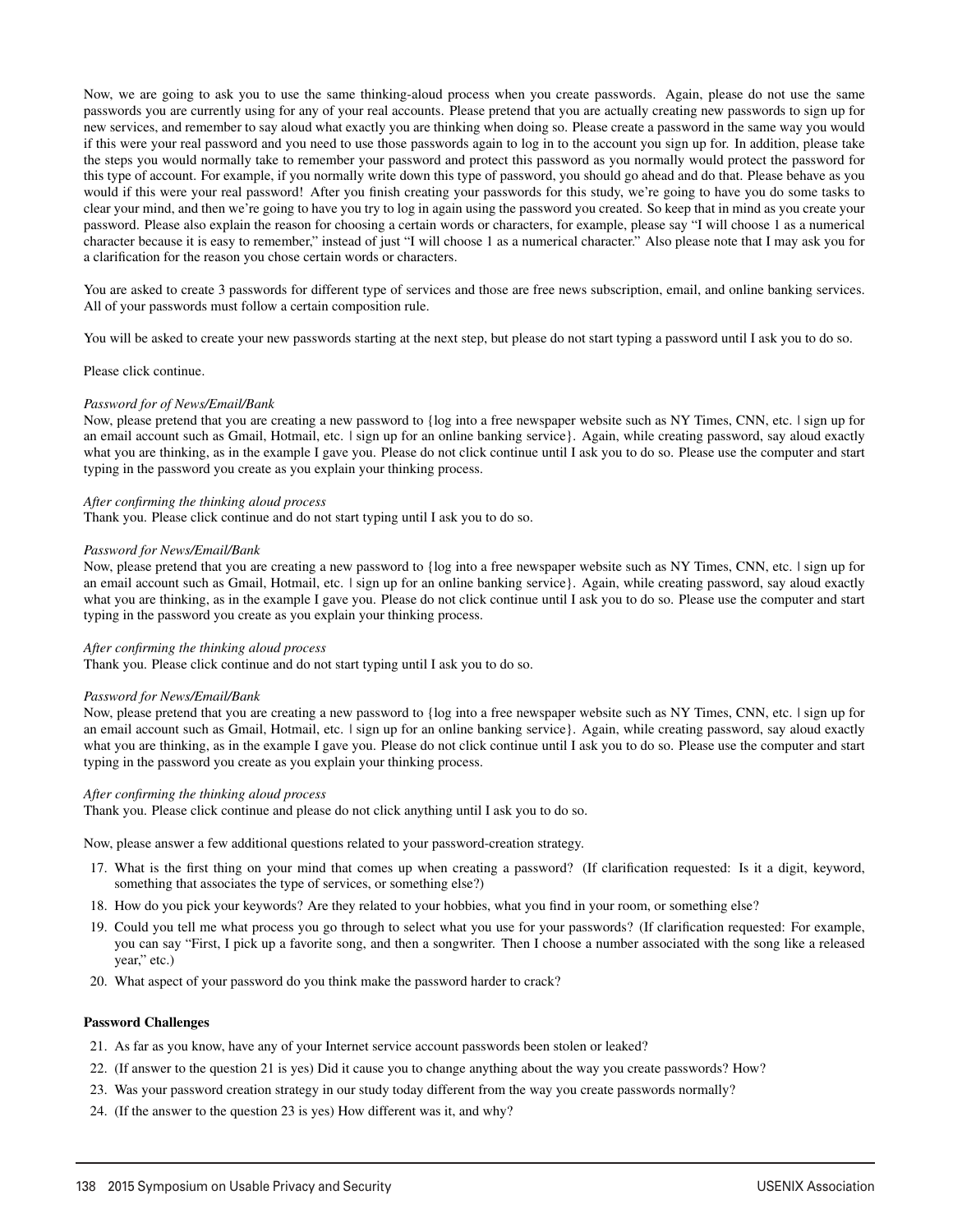Now, we are going to ask you to use the same thinking-aloud process when you create passwords. Again, please do not use the same passwords you are currently using for any of your real accounts. Please pretend that you are actually creating new passwords to sign up for new services, and remember to say aloud what exactly you are thinking when doing so. Please create a password in the same way you would if this were your real password and you need to use those passwords again to log in to the account you sign up for. In addition, please take the steps you would normally take to remember your password and protect this password as you normally would protect the password for this type of account. For example, if you normally write down this type of password, you should go ahead and do that. Please behave as you would if this were your real password! After you finish creating your passwords for this study, we're going to have you do some tasks to clear your mind, and then we're going to have you try to log in again using the password you created. So keep that in mind as you create your password. Please also explain the reason for choosing a certain words or characters, for example, please say "I will choose 1 as a numerical character because it is easy to remember," instead of just "I will choose 1 as a numerical character." Also please note that I may ask you for a clarification for the reason you chose certain words or characters.

You are asked to create 3 passwords for different type of services and those are free news subscription, email, and online banking services. All of your passwords must follow a certain composition rule.

You will be asked to create your new passwords starting at the next step, but please do not start typing a password until I ask you to do so.

Please click continue.

*Password for of News/Email/Bank*
Now, please pretend that you are creating a new password to {log into a free newspaper website such as NY Times, CNN, etc. | sign up for an email account such as Gmail, Hotmail, etc. | sign up for an online banking service}. Again, while creating password, say aloud exactly what you are thinking, as in the example I gave you. Please do not click continue until I ask you to do so. Please use the computer and start typing in the password you create as you explain your thinking process.

*After confirming the thinking aloud process*
Thank you. Please click continue and do not start typing until I ask you to do so.

*Password for News/Email/Bank*
Now, please pretend that you are creating a new password to {log into a free newspaper website such as NY Times, CNN, etc. | sign up for an email account such as Gmail, Hotmail, etc. | sign up for an online banking service}. Again, while creating password, say aloud exactly what you are thinking, as in the example I gave you. Please do not click continue until I ask you to do so. Please use the computer and start typing in the password you create as you explain your thinking process.

*After confirming the thinking aloud process*
Thank you. Please click continue and do not start typing until I ask you to do so.

*Password for News/Email/Bank*
Now, please pretend that you are creating a new password to {log into a free newspaper website such as NY Times, CNN, etc. | sign up for an email account such as Gmail, Hotmail, etc. | sign up for an online banking service}. Again, while creating password, say aloud exactly what you are thinking, as in the example I gave you. Please do not click continue until I ask you to do so. Please use the computer and start typing in the password you create as you explain your thinking process.

*After confirming the thinking aloud process*
Thank you. Please click continue and please do not click anything until I ask you to do so.

Now, please answer a few additional questions related to your password-creation strategy.

17. What is the first thing on your mind that comes up when creating a password? (If clarification requested: Is it a digit, keyword, something that associates the type of services, or something else?)
18. How do you pick your keywords? Are they related to your hobbies, what you find in your room, or something else?
19. Could you tell me what process you go through to select what you use for your passwords? (If clarification requested: For example, you can say "First, I pick up a favorite song, and then a songwriter. Then I choose a number associated with the song like a released year," etc.)
20. What aspect of your password do you think make the password harder to crack?

**Password Challenges**

21. As far as you know, have any of your Internet service account passwords been stolen or leaked?
22. (If answer to the question 21 is yes) Did it cause you to change anything about the way you create passwords? How?
23. Was your password creation strategy in our study today different from the way you create passwords normally?
24. (If the answer to the question 23 is yes) How different was it, and why?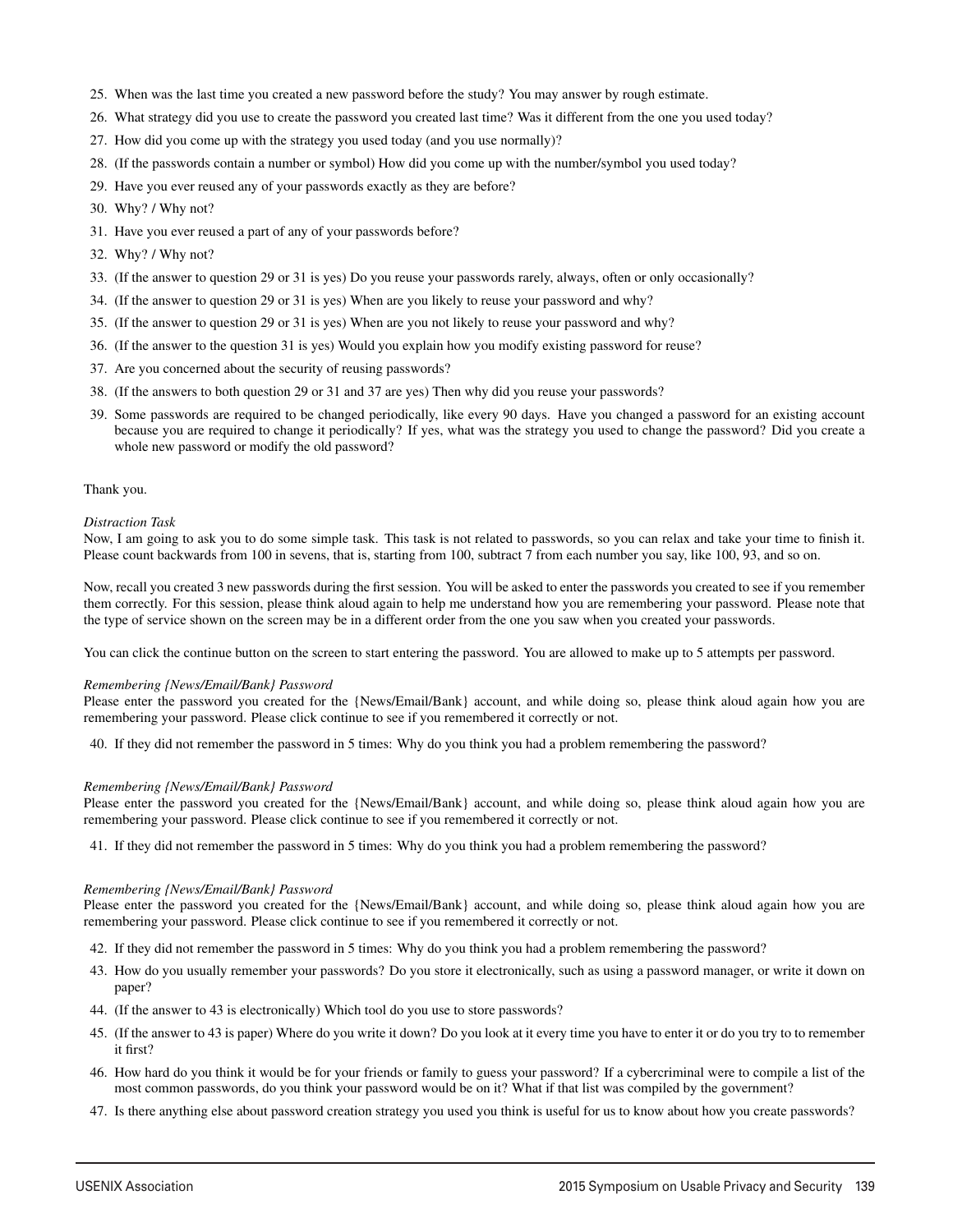25. When was the last time you created a new password before the study? You may answer by rough estimate.
26. What strategy did you use to create the password you created last time? Was it different from the one you used today?
27. How did you come up with the strategy you used today (and you use normally)?
28. (If the passwords contain a number or symbol) How did you come up with the number/symbol you used today?
29. Have you ever reused any of your passwords exactly as they are before?
30. Why? / Why not?
31. Have you ever reused a part of any of your passwords before?
32. Why? / Why not?
33. (If the answer to question 29 or 31 is yes) Do you reuse your passwords rarely, always, often or only occasionally?
34. (If the answer to question 29 or 31 is yes) When are you likely to reuse your password and why?
35. (If the answer to question 29 or 31 is yes) When are you not likely to reuse your password and why?
36. (If the answer to the question 31 is yes) Would you explain how you modify existing password for reuse?
37. Are you concerned about the security of reusing passwords?
38. (If the answers to both question 29 or 31 and 37 are yes) Then why did you reuse your passwords?
39. Some passwords are required to be changed periodically, like every 90 days. Have you changed a password for an existing account because you are required to change it periodically? If yes, what was the strategy you used to change the password? Did you create a whole new password or modify the old password?

Thank you.

*Distraction Task*
Now, I am going to ask you to do some simple task. This task is not related to passwords, so you can relax and take your time to finish it. Please count backwards from 100 in sevens, that is, starting from 100, subtract 7 from each number you say, like 100, 93, and so on.

Now, recall you created 3 new passwords during the first session. You will be asked to enter the passwords you created to see if you remember them correctly. For this session, please think aloud again to help me understand how you are remembering your password. Please note that the type of service shown on the screen may be in a different order from the one you saw when you created your passwords.

You can click the continue button on the screen to start entering the password. You are allowed to make up to 5 attempts per password.

*Remembering {News/Email/Bank} Password*
Please enter the password you created for the {News/Email/Bank} account, and while doing so, please think aloud again how you are remembering your password. Please click continue to see if you remembered it correctly or not.

40. If they did not remember the password in 5 times: Why do you think you had a problem remembering the password?

*Remembering {News/Email/Bank} Password*
Please enter the password you created for the {News/Email/Bank} account, and while doing so, please think aloud again how you are remembering your password. Please click continue to see if you remembered it correctly or not.

41. If they did not remember the password in 5 times: Why do you think you had a problem remembering the password?

*Remembering {News/Email/Bank} Password*
Please enter the password you created for the {News/Email/Bank} account, and while doing so, please think aloud again how you are remembering your password. Please click continue to see if you remembered it correctly or not.

42. If they did not remember the password in 5 times: Why do you think you had a problem remembering the password?
43. How do you usually remember your passwords? Do you store it electronically, such as using a password manager, or write it down on paper?
44. (If the answer to 43 is electronically) Which tool do you use to store passwords?
45. (If the answer to 43 is paper) Where do you write it down? Do you look at it every time you have to enter it or do you try to to remember it first?
46. How hard do you think it would be for your friends or family to guess your password? If a cybercriminal were to compile a list of the most common passwords, do you think your password would be on it? What if that list was compiled by the government?
47. Is there anything else about password creation strategy you used you think is useful for us to know about how you create passwords?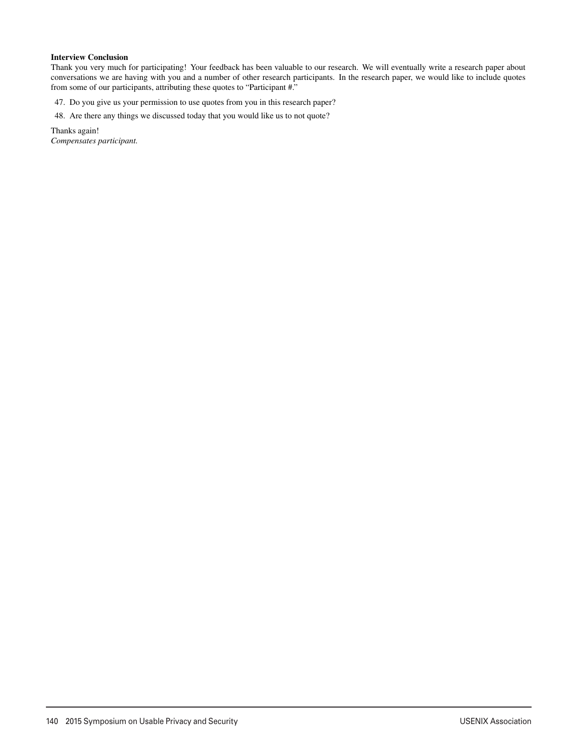**Interview Conclusion**

Thank you very much for participating! Your feedback has been valuable to our research. We will eventually write a research paper about conversations we are having with you and a number of other research participants. In the research paper, we would like to include quotes from some of our participants, attributing these quotes to "Participant #."

47. Do you give us your permission to use quotes from you in this research paper?
48. Are there any things we discussed today that you would like us to not quote?

Thanks again!
*Compensates participant.*